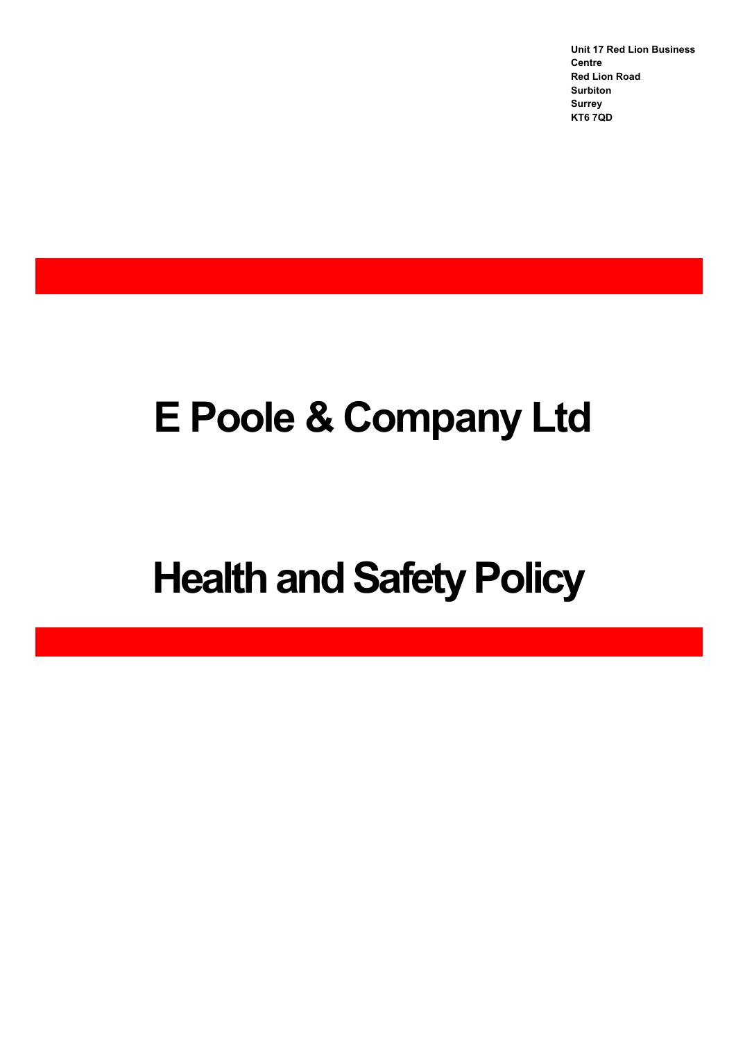**Unit 17 Red Lion Business Centre**
**Red Lion Road**
**Surbiton**
**Surrey**
**KT6 7QD**

# E Poole & Company Ltd

# Health and Safety Policy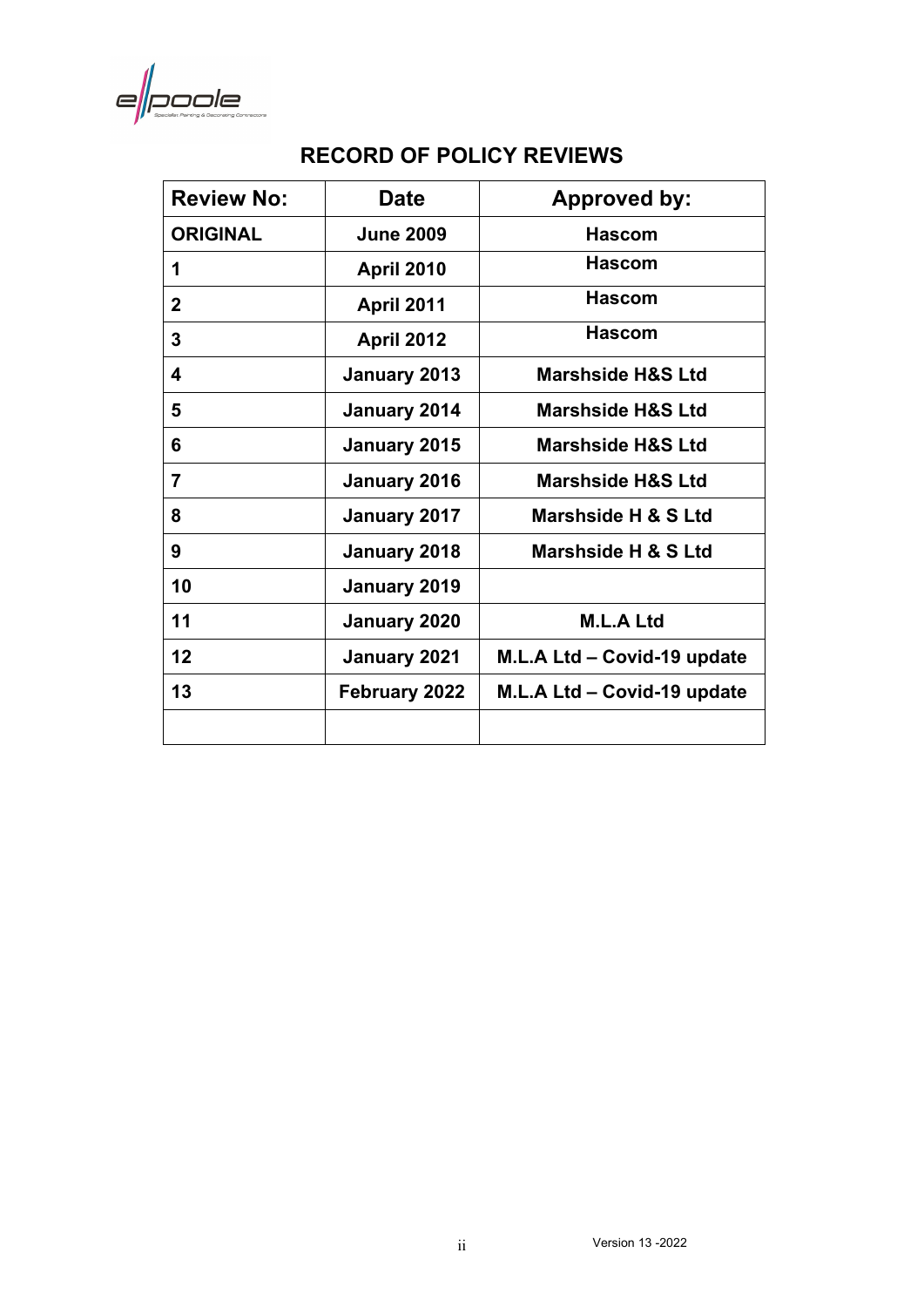# RECORD OF POLICY REVIEWS

| Review No: | Date | Approved by: |
|---|---|---|
| **ORIGINAL** | **June 2009** | **Hascom** |
| **1** | **April 2010** | **Hascom** |
| **2** | **April 2011** | **Hascom** |
| **3** | **April 2012** | **Hascom** |
| **4** | **January 2013** | **Marshside H&S Ltd** |
| **5** | **January 2014** | **Marshside H&S Ltd** |
| **6** | **January 2015** | **Marshside H&S Ltd** |
| **7** | **January 2016** | **Marshside H&S Ltd** |
| **8** | **January 2017** | **Marshside H & S Ltd** |
| **9** | **January 2018** | **Marshside H & S Ltd** |
| **10** | **January 2019** | |
| **11** | **January 2020** | **M.L.A Ltd** |
| **12** | **January 2021** | **M.L.A Ltd – Covid-19 update** |
| **13** | **February 2022** | **M.L.A Ltd – Covid-19 update** |
| | | |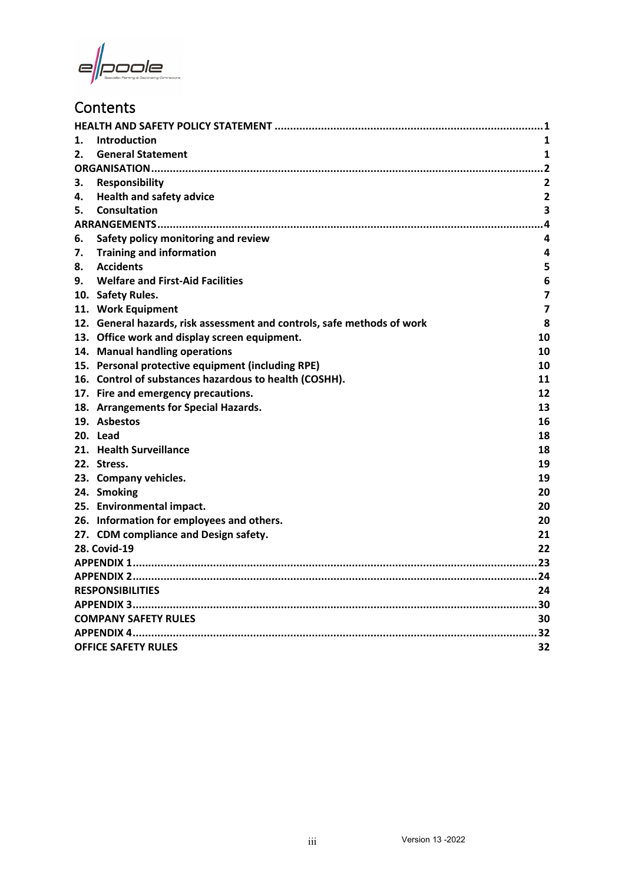# Contents

| | | |
|---|---|---|
| **HEALTH AND SAFETY POLICY STATEMENT** | | **1** |
| **1.** | **Introduction** | **1** |
| **2.** | **General Statement** | **1** |
| **ORGANISATION** | | **2** |
| **3.** | **Responsibility** | **2** |
| **4.** | **Health and safety advice** | **2** |
| **5.** | **Consultation** | **3** |
| **ARRANGEMENTS** | | **4** |
| **6.** | **Safety policy monitoring and review** | **4** |
| **7.** | **Training and information** | **4** |
| **8.** | **Accidents** | **5** |
| **9.** | **Welfare and First-Aid Facilities** | **6** |
| **10.** | **Safety Rules.** | **7** |
| **11.** | **Work Equipment** | **7** |
| **12.** | **General hazards, risk assessment and controls, safe methods of work** | **8** |
| **13.** | **Office work and display screen equipment.** | **10** |
| **14.** | **Manual handling operations** | **10** |
| **15.** | **Personal protective equipment (including RPE)** | **10** |
| **16.** | **Control of substances hazardous to health (COSHH).** | **11** |
| **17.** | **Fire and emergency precautions.** | **12** |
| **18.** | **Arrangements for Special Hazards.** | **13** |
| **19.** | **Asbestos** | **16** |
| **20.** | **Lead** | **18** |
| **21.** | **Health Surveillance** | **18** |
| **22.** | **Stress.** | **19** |
| **23.** | **Company vehicles.** | **19** |
| **24.** | **Smoking** | **20** |
| **25.** | **Environmental impact.** | **20** |
| **26.** | **Information for employees and others.** | **20** |
| **27.** | **CDM compliance and Design safety.** | **21** |
| **28. Covid-19** | | **22** |
| **APPENDIX 1** | | **23** |
| **APPENDIX 2** | | **24** |
| **RESPONSIBILITIES** | | **24** |
| **APPENDIX 3** | | **30** |
| **COMPANY SAFETY RULES** | | **30** |
| **APPENDIX 4** | | **32** |
| **OFFICE SAFETY RULES** | | **32** |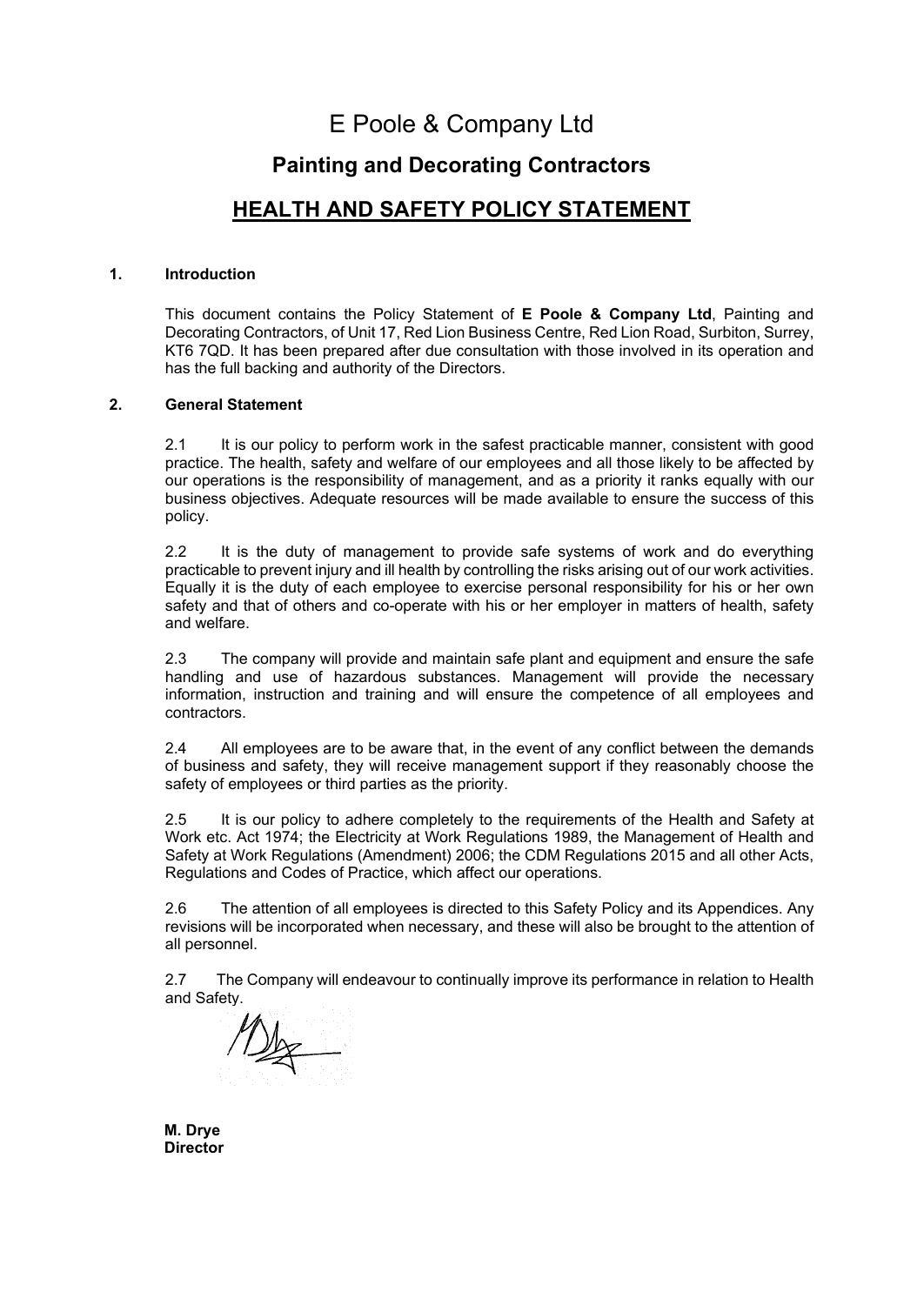# E Poole & Company Ltd

## Painting and Decorating Contractors

## HEALTH AND SAFETY POLICY STATEMENT

### 1. Introduction

This document contains the Policy Statement of **E Poole & Company Ltd**, Painting and Decorating Contractors, of Unit 17, Red Lion Business Centre, Red Lion Road, Surbiton, Surrey, KT6 7QD. It has been prepared after due consultation with those involved in its operation and has the full backing and authority of the Directors.

### 2. General Statement

2.1 It is our policy to perform work in the safest practicable manner, consistent with good practice. The health, safety and welfare of our employees and all those likely to be affected by our operations is the responsibility of management, and as a priority it ranks equally with our business objectives. Adequate resources will be made available to ensure the success of this policy.

2.2 It is the duty of management to provide safe systems of work and do everything practicable to prevent injury and ill health by controlling the risks arising out of our work activities. Equally it is the duty of each employee to exercise personal responsibility for his or her own safety and that of others and co-operate with his or her employer in matters of health, safety and welfare.

2.3 The company will provide and maintain safe plant and equipment and ensure the safe handling and use of hazardous substances. Management will provide the necessary information, instruction and training and will ensure the competence of all employees and contractors.

2.4 All employees are to be aware that, in the event of any conflict between the demands of business and safety, they will receive management support if they reasonably choose the safety of employees or third parties as the priority.

2.5 It is our policy to adhere completely to the requirements of the Health and Safety at Work etc. Act 1974; the Electricity at Work Regulations 1989, the Management of Health and Safety at Work Regulations (Amendment) 2006; the CDM Regulations 2015 and all other Acts, Regulations and Codes of Practice, which affect our operations.

2.6 The attention of all employees is directed to this Safety Policy and its Appendices. Any revisions will be incorporated when necessary, and these will also be brought to the attention of all personnel.

2.7 The Company will endeavour to continually improve its performance in relation to Health and Safety.

**M. Drye**
**Director**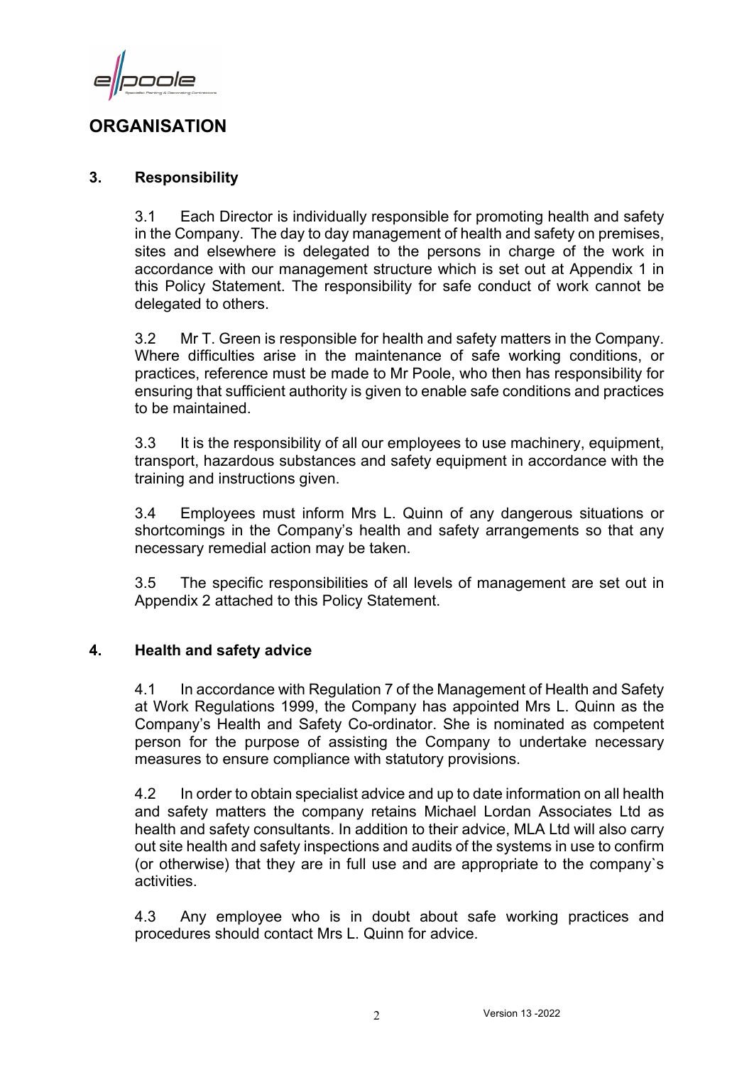## ORGANISATION

### 3. Responsibility

3.1 Each Director is individually responsible for promoting health and safety in the Company. The day to day management of health and safety on premises, sites and elsewhere is delegated to the persons in charge of the work in accordance with our management structure which is set out at Appendix 1 in this Policy Statement. The responsibility for safe conduct of work cannot be delegated to others.

3.2 Mr T. Green is responsible for health and safety matters in the Company. Where difficulties arise in the maintenance of safe working conditions, or practices, reference must be made to Mr Poole, who then has responsibility for ensuring that sufficient authority is given to enable safe conditions and practices to be maintained.

3.3 It is the responsibility of all our employees to use machinery, equipment, transport, hazardous substances and safety equipment in accordance with the training and instructions given.

3.4 Employees must inform Mrs L. Quinn of any dangerous situations or shortcomings in the Company's health and safety arrangements so that any necessary remedial action may be taken.

3.5 The specific responsibilities of all levels of management are set out in Appendix 2 attached to this Policy Statement.

### 4. Health and safety advice

4.1 In accordance with Regulation 7 of the Management of Health and Safety at Work Regulations 1999, the Company has appointed Mrs L. Quinn as the Company's Health and Safety Co-ordinator. She is nominated as competent person for the purpose of assisting the Company to undertake necessary measures to ensure compliance with statutory provisions.

4.2 In order to obtain specialist advice and up to date information on all health and safety matters the company retains Michael Lordan Associates Ltd as health and safety consultants. In addition to their advice, MLA Ltd will also carry out site health and safety inspections and audits of the systems in use to confirm (or otherwise) that they are in full use and are appropriate to the company`s activities.

4.3 Any employee who is in doubt about safe working practices and procedures should contact Mrs L. Quinn for advice.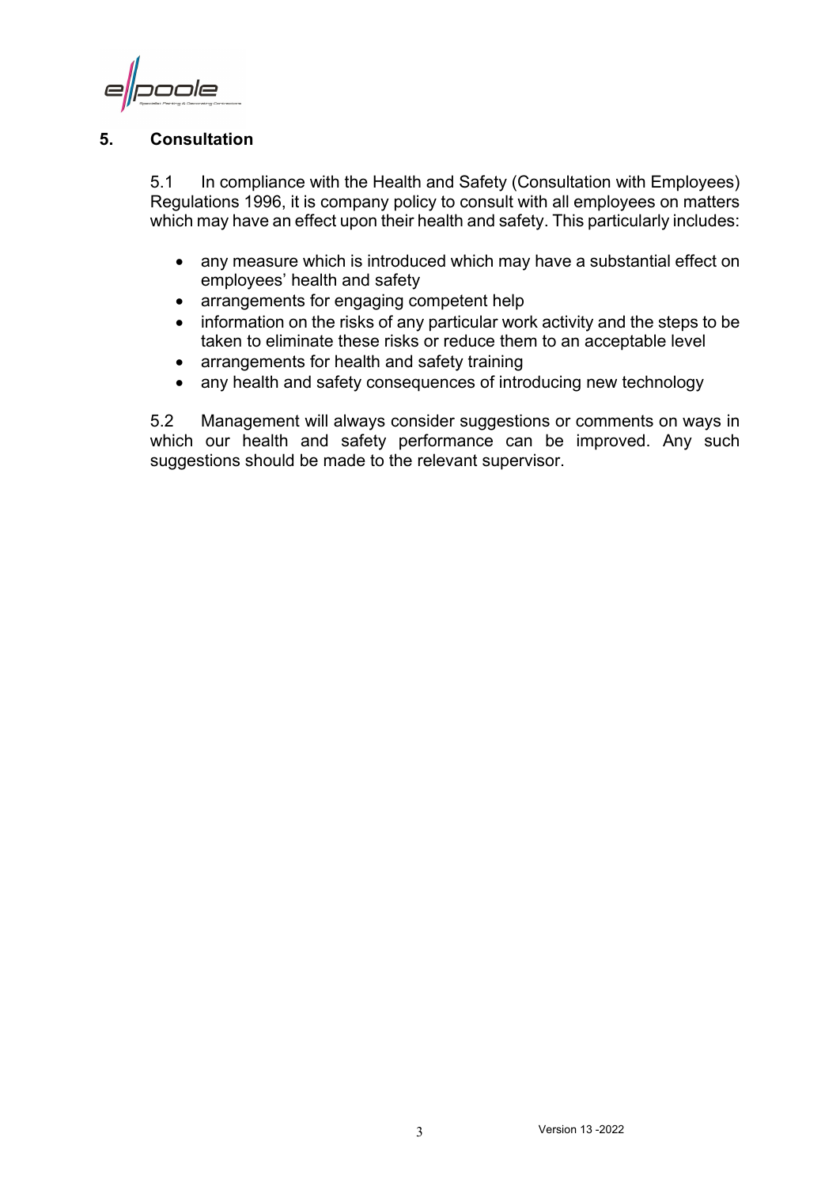## 5. Consultation

5.1 In compliance with the Health and Safety (Consultation with Employees) Regulations 1996, it is company policy to consult with all employees on matters which may have an effect upon their health and safety. This particularly includes:

- any measure which is introduced which may have a substantial effect on employees' health and safety
- arrangements for engaging competent help
- information on the risks of any particular work activity and the steps to be taken to eliminate these risks or reduce them to an acceptable level
- arrangements for health and safety training
- any health and safety consequences of introducing new technology

5.2 Management will always consider suggestions or comments on ways in which our health and safety performance can be improved. Any such suggestions should be made to the relevant supervisor.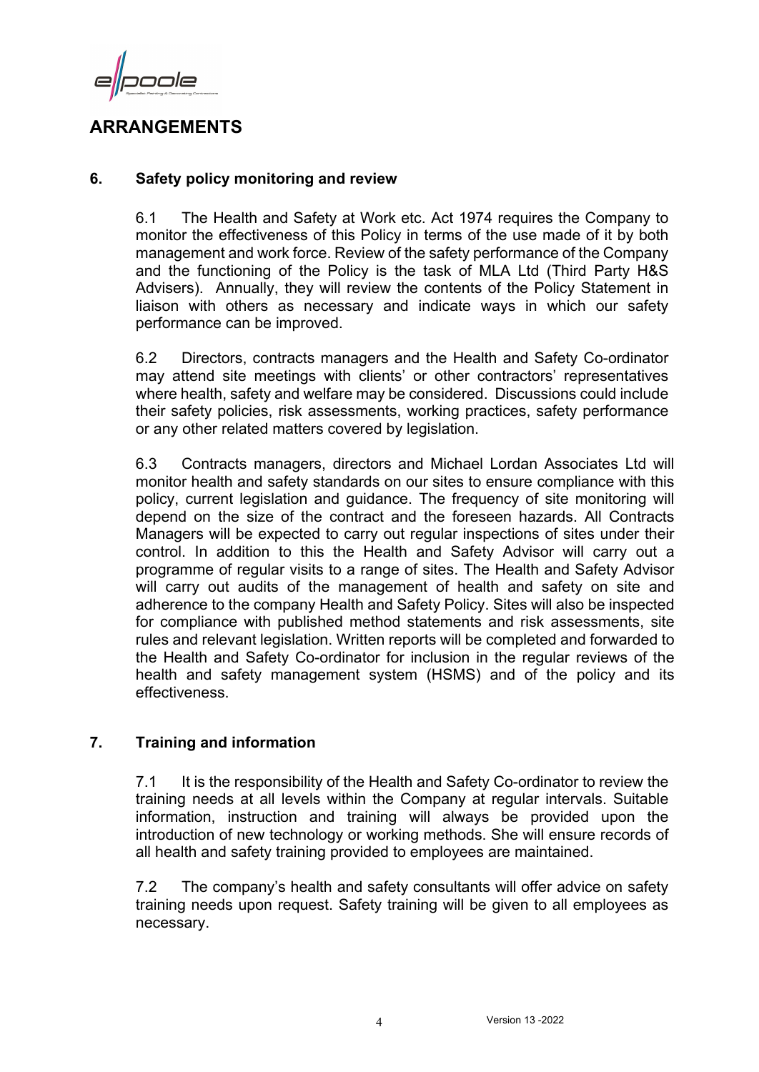# ARRANGEMENTS

## 6. Safety policy monitoring and review

6.1 The Health and Safety at Work etc. Act 1974 requires the Company to monitor the effectiveness of this Policy in terms of the use made of it by both management and work force. Review of the safety performance of the Company and the functioning of the Policy is the task of MLA Ltd (Third Party H&S Advisers). Annually, they will review the contents of the Policy Statement in liaison with others as necessary and indicate ways in which our safety performance can be improved.

6.2 Directors, contracts managers and the Health and Safety Co-ordinator may attend site meetings with clients' or other contractors' representatives where health, safety and welfare may be considered. Discussions could include their safety policies, risk assessments, working practices, safety performance or any other related matters covered by legislation.

6.3 Contracts managers, directors and Michael Lordan Associates Ltd will monitor health and safety standards on our sites to ensure compliance with this policy, current legislation and guidance. The frequency of site monitoring will depend on the size of the contract and the foreseen hazards. All Contracts Managers will be expected to carry out regular inspections of sites under their control. In addition to this the Health and Safety Advisor will carry out a programme of regular visits to a range of sites. The Health and Safety Advisor will carry out audits of the management of health and safety on site and adherence to the company Health and Safety Policy. Sites will also be inspected for compliance with published method statements and risk assessments, site rules and relevant legislation. Written reports will be completed and forwarded to the Health and Safety Co-ordinator for inclusion in the regular reviews of the health and safety management system (HSMS) and of the policy and its effectiveness.

## 7. Training and information

7.1 It is the responsibility of the Health and Safety Co-ordinator to review the training needs at all levels within the Company at regular intervals. Suitable information, instruction and training will always be provided upon the introduction of new technology or working methods. She will ensure records of all health and safety training provided to employees are maintained.

7.2 The company's health and safety consultants will offer advice on safety training needs upon request. Safety training will be given to all employees as necessary.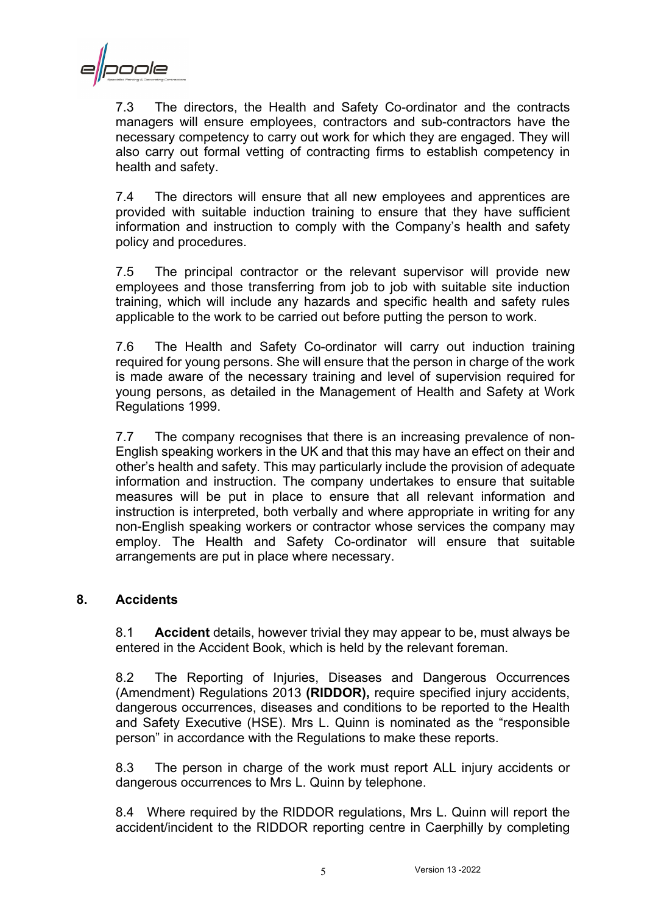7.3 The directors, the Health and Safety Co-ordinator and the contracts managers will ensure employees, contractors and sub-contractors have the necessary competency to carry out work for which they are engaged. They will also carry out formal vetting of contracting firms to establish competency in health and safety.

7.4 The directors will ensure that all new employees and apprentices are provided with suitable induction training to ensure that they have sufficient information and instruction to comply with the Company's health and safety policy and procedures.

7.5 The principal contractor or the relevant supervisor will provide new employees and those transferring from job to job with suitable site induction training, which will include any hazards and specific health and safety rules applicable to the work to be carried out before putting the person to work.

7.6 The Health and Safety Co-ordinator will carry out induction training required for young persons. She will ensure that the person in charge of the work is made aware of the necessary training and level of supervision required for young persons, as detailed in the Management of Health and Safety at Work Regulations 1999.

7.7 The company recognises that there is an increasing prevalence of non-English speaking workers in the UK and that this may have an effect on their and other's health and safety. This may particularly include the provision of adequate information and instruction. The company undertakes to ensure that suitable measures will be put in place to ensure that all relevant information and instruction is interpreted, both verbally and where appropriate in writing for any non-English speaking workers or contractor whose services the company may employ. The Health and Safety Co-ordinator will ensure that suitable arrangements are put in place where necessary.

## 8. Accidents

8.1 **Accident** details, however trivial they may appear to be, must always be entered in the Accident Book, which is held by the relevant foreman.

8.2 The Reporting of Injuries, Diseases and Dangerous Occurrences (Amendment) Regulations 2013 **(RIDDOR),** require specified injury accidents, dangerous occurrences, diseases and conditions to be reported to the Health and Safety Executive (HSE). Mrs L. Quinn is nominated as the "responsible person" in accordance with the Regulations to make these reports.

8.3 The person in charge of the work must report ALL injury accidents or dangerous occurrences to Mrs L. Quinn by telephone.

8.4 Where required by the RIDDOR regulations, Mrs L. Quinn will report the accident/incident to the RIDDOR reporting centre in Caerphilly by completing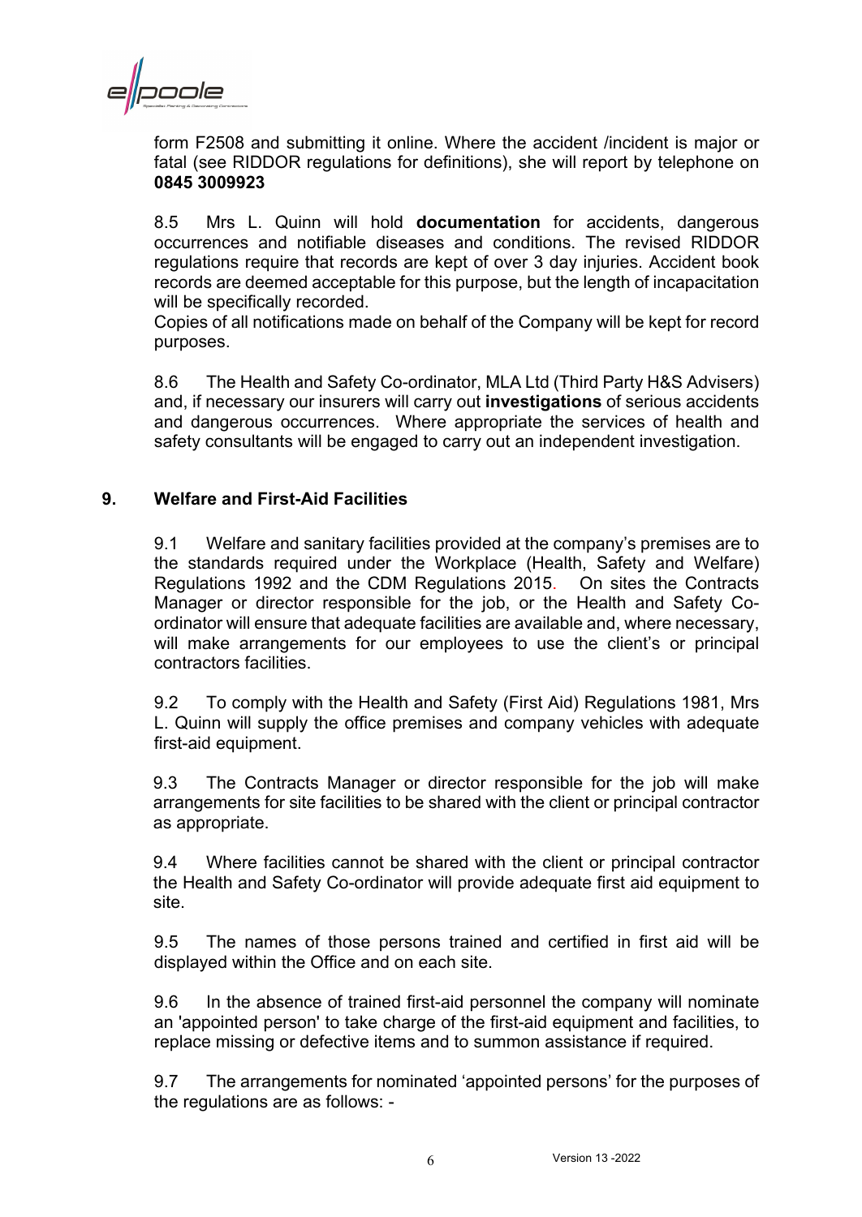form F2508 and submitting it online. Where the accident /incident is major or fatal (see RIDDOR regulations for definitions), she will report by telephone on **0845 3009923**

8.5 Mrs L. Quinn will hold **documentation** for accidents, dangerous occurrences and notifiable diseases and conditions. The revised RIDDOR regulations require that records are kept of over 3 day injuries. Accident book records are deemed acceptable for this purpose, but the length of incapacitation will be specifically recorded.
Copies of all notifications made on behalf of the Company will be kept for record purposes.

8.6 The Health and Safety Co-ordinator, MLA Ltd (Third Party H&S Advisers) and, if necessary our insurers will carry out **investigations** of serious accidents and dangerous occurrences. Where appropriate the services of health and safety consultants will be engaged to carry out an independent investigation.

## 9. Welfare and First-Aid Facilities

9.1 Welfare and sanitary facilities provided at the company's premises are to the standards required under the Workplace (Health, Safety and Welfare) Regulations 1992 and the CDM Regulations 2015. On sites the Contracts Manager or director responsible for the job, or the Health and Safety Co-ordinator will ensure that adequate facilities are available and, where necessary, will make arrangements for our employees to use the client's or principal contractors facilities.

9.2 To comply with the Health and Safety (First Aid) Regulations 1981, Mrs L. Quinn will supply the office premises and company vehicles with adequate first-aid equipment.

9.3 The Contracts Manager or director responsible for the job will make arrangements for site facilities to be shared with the client or principal contractor as appropriate.

9.4 Where facilities cannot be shared with the client or principal contractor the Health and Safety Co-ordinator will provide adequate first aid equipment to site.

9.5 The names of those persons trained and certified in first aid will be displayed within the Office and on each site.

9.6 In the absence of trained first-aid personnel the company will nominate an 'appointed person' to take charge of the first-aid equipment and facilities, to replace missing or defective items and to summon assistance if required.

9.7 The arrangements for nominated 'appointed persons' for the purposes of the regulations are as follows: -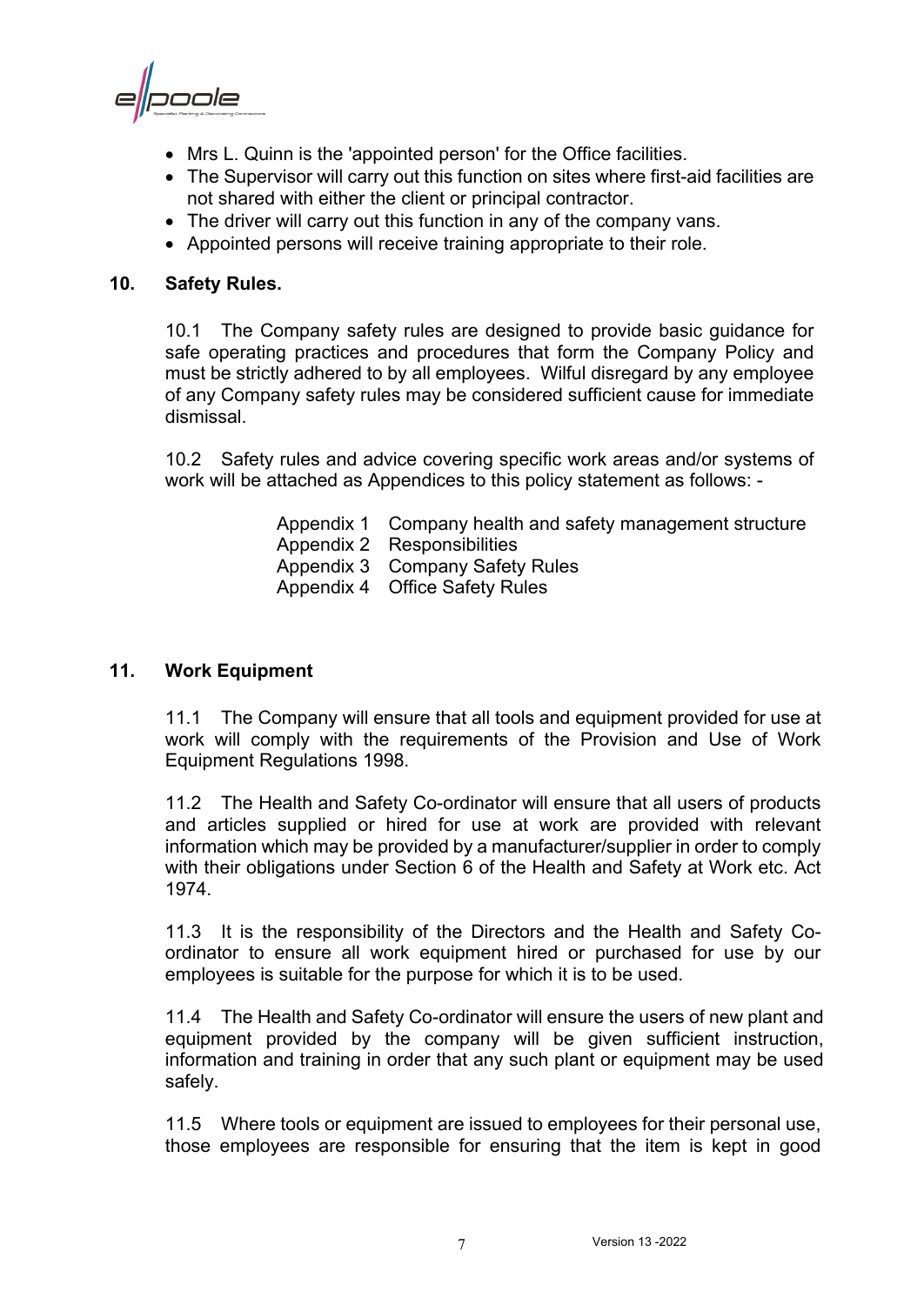- Mrs L. Quinn is the 'appointed person' for the Office facilities.
- The Supervisor will carry out this function on sites where first-aid facilities are not shared with either the client or principal contractor.
- The driver will carry out this function in any of the company vans.
- Appointed persons will receive training appropriate to their role.

## 10. Safety Rules.

10.1 The Company safety rules are designed to provide basic guidance for safe operating practices and procedures that form the Company Policy and must be strictly adhered to by all employees. Wilful disregard by any employee of any Company safety rules may be considered sufficient cause for immediate dismissal.

10.2 Safety rules and advice covering specific work areas and/or systems of work will be attached as Appendices to this policy statement as follows: -

- Appendix 1 Company health and safety management structure
- Appendix 2 Responsibilities
- Appendix 3 Company Safety Rules
- Appendix 4 Office Safety Rules

## 11. Work Equipment

11.1 The Company will ensure that all tools and equipment provided for use at work will comply with the requirements of the Provision and Use of Work Equipment Regulations 1998.

11.2 The Health and Safety Co-ordinator will ensure that all users of products and articles supplied or hired for use at work are provided with relevant information which may be provided by a manufacturer/supplier in order to comply with their obligations under Section 6 of the Health and Safety at Work etc. Act 1974.

11.3 It is the responsibility of the Directors and the Health and Safety Co-ordinator to ensure all work equipment hired or purchased for use by our employees is suitable for the purpose for which it is to be used.

11.4 The Health and Safety Co-ordinator will ensure the users of new plant and equipment provided by the company will be given sufficient instruction, information and training in order that any such plant or equipment may be used safely.

11.5 Where tools or equipment are issued to employees for their personal use, those employees are responsible for ensuring that the item is kept in good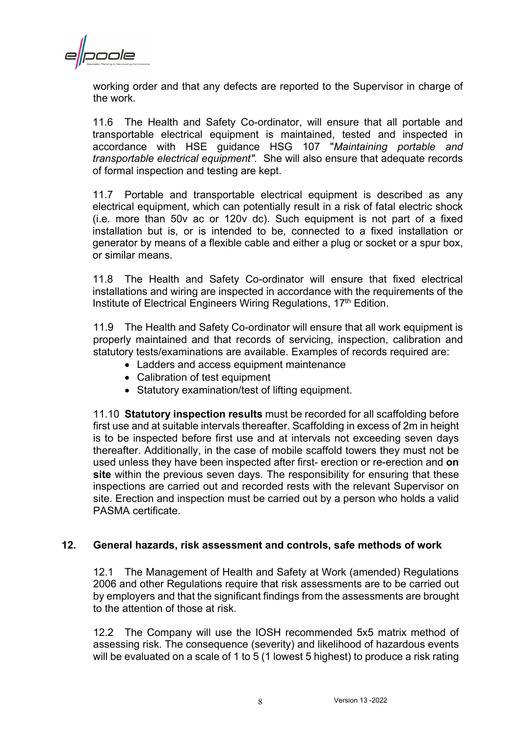working order and that any defects are reported to the Supervisor in charge of the work.

11.6 The Health and Safety Co-ordinator, will ensure that all portable and transportable electrical equipment is maintained, tested and inspected in accordance with HSE guidance HSG 107 "*Maintaining portable and transportable electrical equipment".* She will also ensure that adequate records of formal inspection and testing are kept.

11.7 Portable and transportable electrical equipment is described as any electrical equipment, which can potentially result in a risk of fatal electric shock (i.e. more than 50v ac or 120v dc). Such equipment is not part of a fixed installation but is, or is intended to be, connected to a fixed installation or generator by means of a flexible cable and either a plug or socket or a spur box, or similar means.

11.8 The Health and Safety Co-ordinator will ensure that fixed electrical installations and wiring are inspected in accordance with the requirements of the Institute of Electrical Engineers Wiring Regulations, 17th Edition.

11.9 The Health and Safety Co-ordinator will ensure that all work equipment is properly maintained and that records of servicing, inspection, calibration and statutory tests/examinations are available. Examples of records required are:

- Ladders and access equipment maintenance
- Calibration of test equipment
- Statutory examination/test of lifting equipment.

11.10 **Statutory inspection results** must be recorded for all scaffolding before first use and at suitable intervals thereafter. Scaffolding in excess of 2m in height is to be inspected before first use and at intervals not exceeding seven days thereafter. Additionally, in the case of mobile scaffold towers they must not be used unless they have been inspected after first- erection or re-erection and **on site** within the previous seven days. The responsibility for ensuring that these inspections are carried out and recorded rests with the relevant Supervisor on site. Erection and inspection must be carried out by a person who holds a valid PASMA certificate.

## 12. General hazards, risk assessment and controls, safe methods of work

12.1 The Management of Health and Safety at Work (amended) Regulations 2006 and other Regulations require that risk assessments are to be carried out by employers and that the significant findings from the assessments are brought to the attention of those at risk.

12.2 The Company will use the IOSH recommended 5x5 matrix method of assessing risk. The consequence (severity) and likelihood of hazardous events will be evaluated on a scale of 1 to 5 (1 lowest 5 highest) to produce a risk rating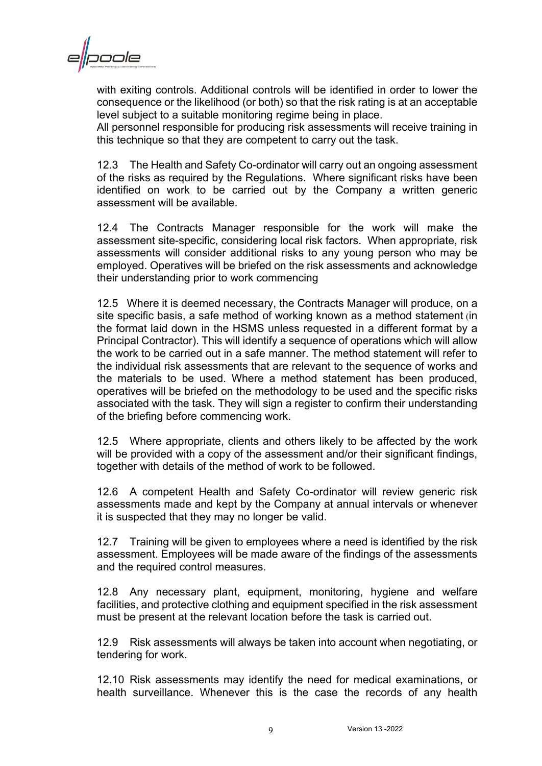with exiting controls. Additional controls will be identified in order to lower the consequence or the likelihood (or both) so that the risk rating is at an acceptable level subject to a suitable monitoring regime being in place.
All personnel responsible for producing risk assessments will receive training in this technique so that they are competent to carry out the task.

12.3 The Health and Safety Co-ordinator will carry out an ongoing assessment of the risks as required by the Regulations. Where significant risks have been identified on work to be carried out by the Company a written generic assessment will be available.

12.4 The Contracts Manager responsible for the work will make the assessment site-specific, considering local risk factors. When appropriate, risk assessments will consider additional risks to any young person who may be employed. Operatives will be briefed on the risk assessments and acknowledge their understanding prior to work commencing

12.5 Where it is deemed necessary, the Contracts Manager will produce, on a site specific basis, a safe method of working known as a method statement (in the format laid down in the HSMS unless requested in a different format by a Principal Contractor). This will identify a sequence of operations which will allow the work to be carried out in a safe manner. The method statement will refer to the individual risk assessments that are relevant to the sequence of works and the materials to be used. Where a method statement has been produced, operatives will be briefed on the methodology to be used and the specific risks associated with the task. They will sign a register to confirm their understanding of the briefing before commencing work.

12.5 Where appropriate, clients and others likely to be affected by the work will be provided with a copy of the assessment and/or their significant findings, together with details of the method of work to be followed.

12.6 A competent Health and Safety Co-ordinator will review generic risk assessments made and kept by the Company at annual intervals or whenever it is suspected that they may no longer be valid.

12.7 Training will be given to employees where a need is identified by the risk assessment. Employees will be made aware of the findings of the assessments and the required control measures.

12.8 Any necessary plant, equipment, monitoring, hygiene and welfare facilities, and protective clothing and equipment specified in the risk assessment must be present at the relevant location before the task is carried out.

12.9 Risk assessments will always be taken into account when negotiating, or tendering for work.

12.10 Risk assessments may identify the need for medical examinations, or health surveillance. Whenever this is the case the records of any health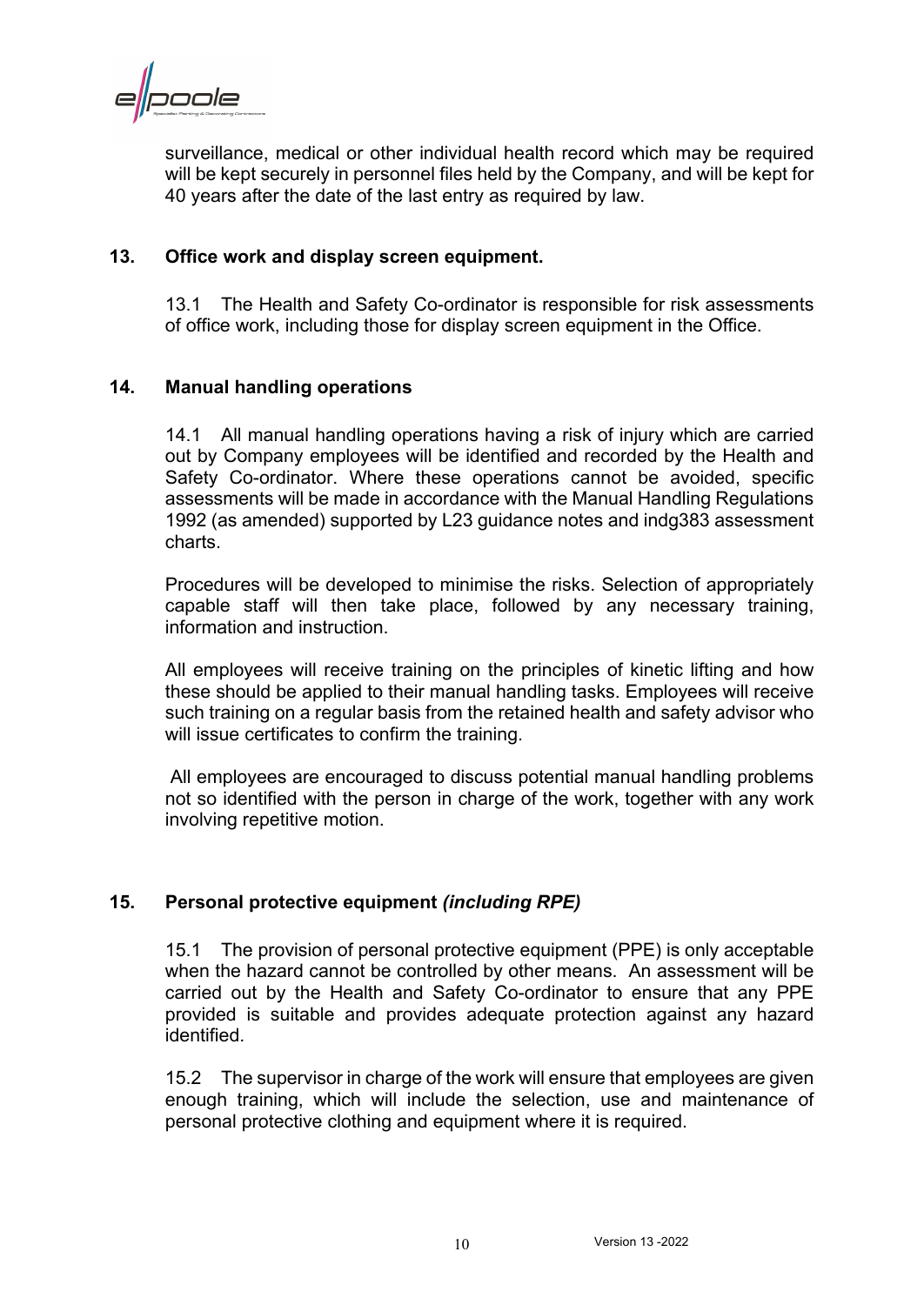surveillance, medical or other individual health record which may be required will be kept securely in personnel files held by the Company, and will be kept for 40 years after the date of the last entry as required by law.

## 13. Office work and display screen equipment.

13.1 The Health and Safety Co-ordinator is responsible for risk assessments of office work, including those for display screen equipment in the Office.

## 14. Manual handling operations

14.1 All manual handling operations having a risk of injury which are carried out by Company employees will be identified and recorded by the Health and Safety Co-ordinator. Where these operations cannot be avoided, specific assessments will be made in accordance with the Manual Handling Regulations 1992 (as amended) supported by L23 guidance notes and indg383 assessment charts.

Procedures will be developed to minimise the risks. Selection of appropriately capable staff will then take place, followed by any necessary training, information and instruction.

All employees will receive training on the principles of kinetic lifting and how these should be applied to their manual handling tasks. Employees will receive such training on a regular basis from the retained health and safety advisor who will issue certificates to confirm the training.

All employees are encouraged to discuss potential manual handling problems not so identified with the person in charge of the work, together with any work involving repetitive motion.

## 15. Personal protective equipment *(including RPE)*

15.1 The provision of personal protective equipment (PPE) is only acceptable when the hazard cannot be controlled by other means. An assessment will be carried out by the Health and Safety Co-ordinator to ensure that any PPE provided is suitable and provides adequate protection against any hazard identified.

15.2 The supervisor in charge of the work will ensure that employees are given enough training, which will include the selection, use and maintenance of personal protective clothing and equipment where it is required.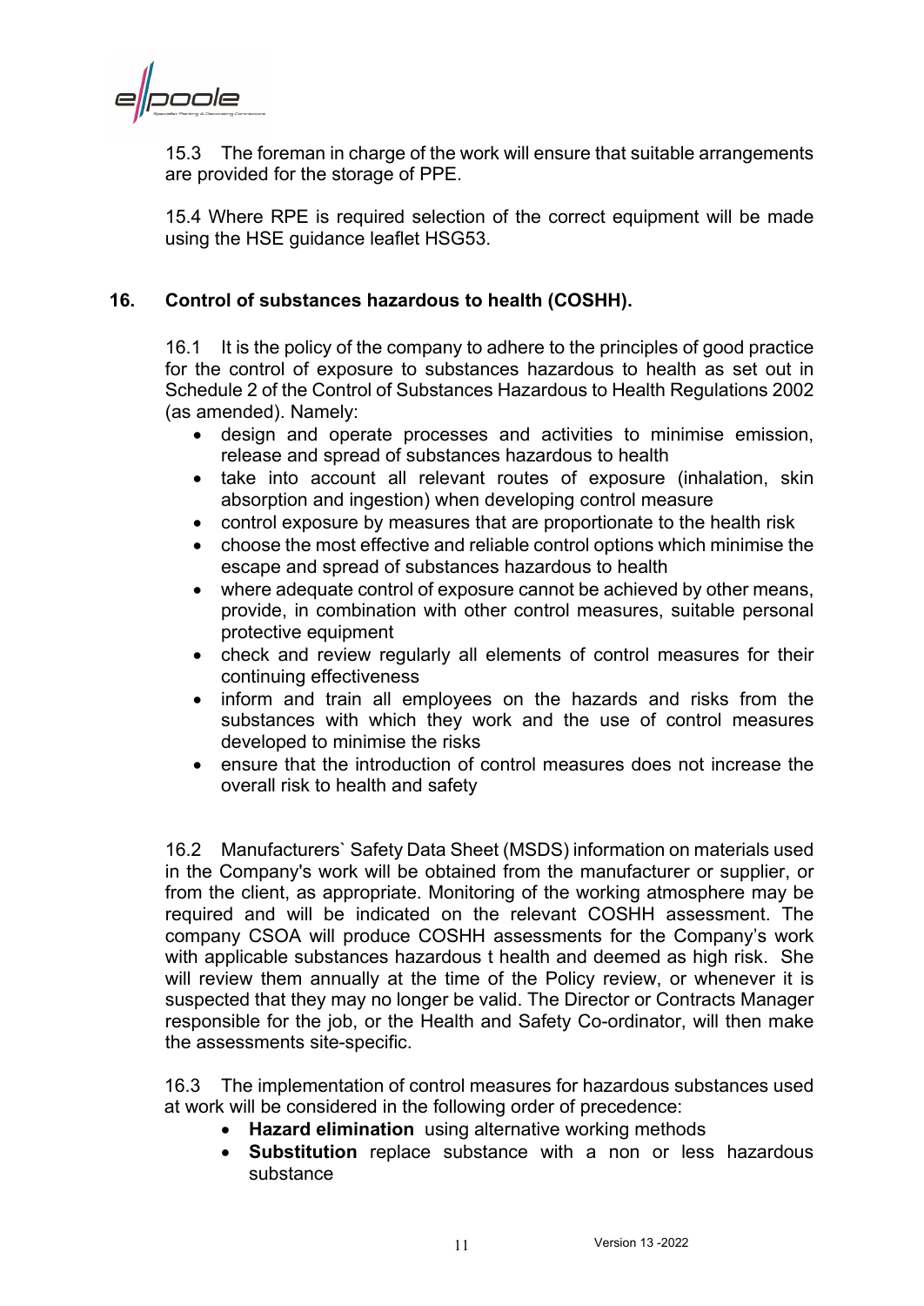15.3 The foreman in charge of the work will ensure that suitable arrangements are provided for the storage of PPE.

15.4 Where RPE is required selection of the correct equipment will be made using the HSE guidance leaflet HSG53.

## 16. Control of substances hazardous to health (COSHH).

16.1 It is the policy of the company to adhere to the principles of good practice for the control of exposure to substances hazardous to health as set out in Schedule 2 of the Control of Substances Hazardous to Health Regulations 2002 (as amended). Namely:

- design and operate processes and activities to minimise emission, release and spread of substances hazardous to health
- take into account all relevant routes of exposure (inhalation, skin absorption and ingestion) when developing control measure
- control exposure by measures that are proportionate to the health risk
- choose the most effective and reliable control options which minimise the escape and spread of substances hazardous to health
- where adequate control of exposure cannot be achieved by other means, provide, in combination with other control measures, suitable personal protective equipment
- check and review regularly all elements of control measures for their continuing effectiveness
- inform and train all employees on the hazards and risks from the substances with which they work and the use of control measures developed to minimise the risks
- ensure that the introduction of control measures does not increase the overall risk to health and safety

16.2 Manufacturers` Safety Data Sheet (MSDS) information on materials used in the Company's work will be obtained from the manufacturer or supplier, or from the client, as appropriate. Monitoring of the working atmosphere may be required and will be indicated on the relevant COSHH assessment. The company CSOA will produce COSHH assessments for the Company's work with applicable substances hazardous t health and deemed as high risk. She will review them annually at the time of the Policy review, or whenever it is suspected that they may no longer be valid. The Director or Contracts Manager responsible for the job, or the Health and Safety Co-ordinator, will then make the assessments site-specific.

16.3 The implementation of control measures for hazardous substances used at work will be considered in the following order of precedence:

- **Hazard elimination** using alternative working methods
- **Substitution** replace substance with a non or less hazardous substance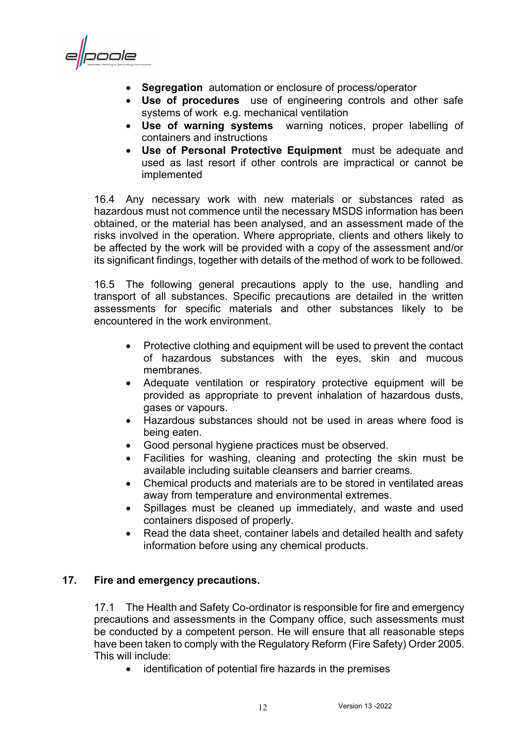- **Segregation** automation or enclosure of process/operator
- **Use of procedures** use of engineering controls and other safe systems of work e.g. mechanical ventilation
- **Use of warning systems** warning notices, proper labelling of containers and instructions
- **Use of Personal Protective Equipment** must be adequate and used as last resort if other controls are impractical or cannot be implemented

16.4 Any necessary work with new materials or substances rated as hazardous must not commence until the necessary MSDS information has been obtained, or the material has been analysed, and an assessment made of the risks involved in the operation. Where appropriate, clients and others likely to be affected by the work will be provided with a copy of the assessment and/or its significant findings, together with details of the method of work to be followed.

16.5 The following general precautions apply to the use, handling and transport of all substances. Specific precautions are detailed in the written assessments for specific materials and other substances likely to be encountered in the work environment.

- Protective clothing and equipment will be used to prevent the contact of hazardous substances with the eyes, skin and mucous membranes.
- Adequate ventilation or respiratory protective equipment will be provided as appropriate to prevent inhalation of hazardous dusts, gases or vapours.
- Hazardous substances should not be used in areas where food is being eaten.
- Good personal hygiene practices must be observed.
- Facilities for washing, cleaning and protecting the skin must be available including suitable cleansers and barrier creams.
- Chemical products and materials are to be stored in ventilated areas away from temperature and environmental extremes.
- Spillages must be cleaned up immediately, and waste and used containers disposed of properly.
- Read the data sheet, container labels and detailed health and safety information before using any chemical products.

## 17. Fire and emergency precautions.

17.1 The Health and Safety Co-ordinator is responsible for fire and emergency precautions and assessments in the Company office, such assessments must be conducted by a competent person. He will ensure that all reasonable steps have been taken to comply with the Regulatory Reform (Fire Safety) Order 2005. This will include:

- identification of potential fire hazards in the premises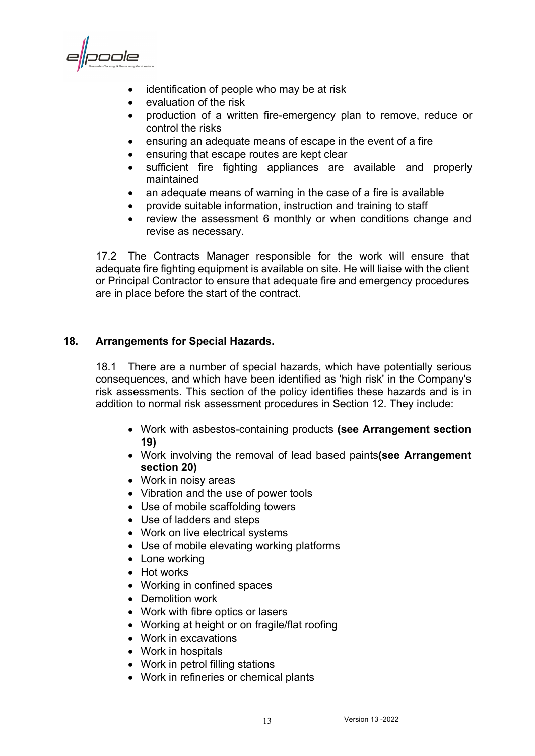- identification of people who may be at risk
- evaluation of the risk
- production of a written fire-emergency plan to remove, reduce or control the risks
- ensuring an adequate means of escape in the event of a fire
- ensuring that escape routes are kept clear
- sufficient fire fighting appliances are available and properly maintained
- an adequate means of warning in the case of a fire is available
- provide suitable information, instruction and training to staff
- review the assessment 6 monthly or when conditions change and revise as necessary.

17.2 The Contracts Manager responsible for the work will ensure that adequate fire fighting equipment is available on site. He will liaise with the client or Principal Contractor to ensure that adequate fire and emergency procedures are in place before the start of the contract.

## 18. Arrangements for Special Hazards.

18.1 There are a number of special hazards, which have potentially serious consequences, and which have been identified as 'high risk' in the Company's risk assessments. This section of the policy identifies these hazards and is in addition to normal risk assessment procedures in Section 12. They include:

- Work with asbestos-containing products **(see Arrangement section 19)**
- Work involving the removal of lead based paints**(see Arrangement section 20)**
- Work in noisy areas
- Vibration and the use of power tools
- Use of mobile scaffolding towers
- Use of ladders and steps
- Work on live electrical systems
- Use of mobile elevating working platforms
- Lone working
- Hot works
- Working in confined spaces
- Demolition work
- Work with fibre optics or lasers
- Working at height or on fragile/flat roofing
- Work in excavations
- Work in hospitals
- Work in petrol filling stations
- Work in refineries or chemical plants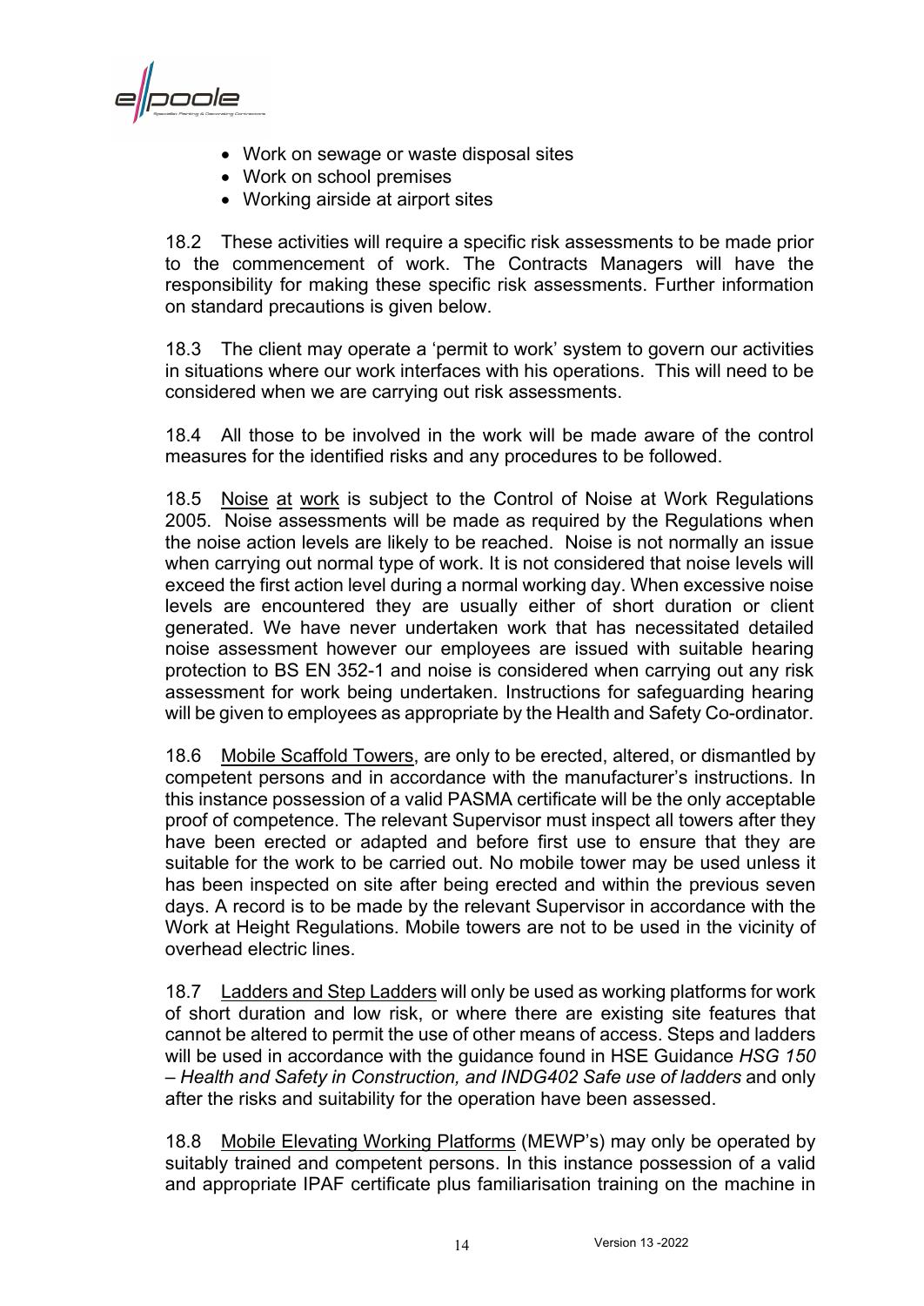- Work on sewage or waste disposal sites
- Work on school premises
- Working airside at airport sites

18.2 These activities will require a specific risk assessments to be made prior to the commencement of work. The Contracts Managers will have the responsibility for making these specific risk assessments. Further information on standard precautions is given below.

18.3 The client may operate a 'permit to work' system to govern our activities in situations where our work interfaces with his operations. This will need to be considered when we are carrying out risk assessments.

18.4 All those to be involved in the work will be made aware of the control measures for the identified risks and any procedures to be followed.

18.5 Noise at work is subject to the Control of Noise at Work Regulations 2005. Noise assessments will be made as required by the Regulations when the noise action levels are likely to be reached. Noise is not normally an issue when carrying out normal type of work. It is not considered that noise levels will exceed the first action level during a normal working day. When excessive noise levels are encountered they are usually either of short duration or client generated. We have never undertaken work that has necessitated detailed noise assessment however our employees are issued with suitable hearing protection to BS EN 352-1 and noise is considered when carrying out any risk assessment for work being undertaken. Instructions for safeguarding hearing will be given to employees as appropriate by the Health and Safety Co-ordinator.

18.6 Mobile Scaffold Towers, are only to be erected, altered, or dismantled by competent persons and in accordance with the manufacturer's instructions. In this instance possession of a valid PASMA certificate will be the only acceptable proof of competence. The relevant Supervisor must inspect all towers after they have been erected or adapted and before first use to ensure that they are suitable for the work to be carried out. No mobile tower may be used unless it has been inspected on site after being erected and within the previous seven days. A record is to be made by the relevant Supervisor in accordance with the Work at Height Regulations. Mobile towers are not to be used in the vicinity of overhead electric lines.

18.7 Ladders and Step Ladders will only be used as working platforms for work of short duration and low risk, or where there are existing site features that cannot be altered to permit the use of other means of access. Steps and ladders will be used in accordance with the guidance found in HSE Guidance *HSG 150 – Health and Safety in Construction, and INDG402 Safe use of ladders* and only after the risks and suitability for the operation have been assessed.

18.8 Mobile Elevating Working Platforms (MEWP's) may only be operated by suitably trained and competent persons. In this instance possession of a valid and appropriate IPAF certificate plus familiarisation training on the machine in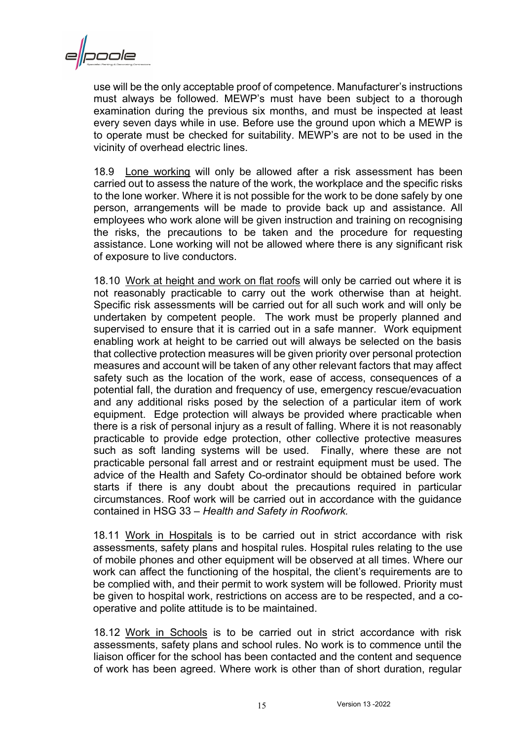use will be the only acceptable proof of competence. Manufacturer's instructions must always be followed. MEWP's must have been subject to a thorough examination during the previous six months, and must be inspected at least every seven days while in use. Before use the ground upon which a MEWP is to operate must be checked for suitability. MEWP's are not to be used in the vicinity of overhead electric lines.

18.9 Lone working will only be allowed after a risk assessment has been carried out to assess the nature of the work, the workplace and the specific risks to the lone worker. Where it is not possible for the work to be done safely by one person, arrangements will be made to provide back up and assistance. All employees who work alone will be given instruction and training on recognising the risks, the precautions to be taken and the procedure for requesting assistance. Lone working will not be allowed where there is any significant risk of exposure to live conductors.

18.10 Work at height and work on flat roofs will only be carried out where it is not reasonably practicable to carry out the work otherwise than at height. Specific risk assessments will be carried out for all such work and will only be undertaken by competent people. The work must be properly planned and supervised to ensure that it is carried out in a safe manner. Work equipment enabling work at height to be carried out will always be selected on the basis that collective protection measures will be given priority over personal protection measures and account will be taken of any other relevant factors that may affect safety such as the location of the work, ease of access, consequences of a potential fall, the duration and frequency of use, emergency rescue/evacuation and any additional risks posed by the selection of a particular item of work equipment. Edge protection will always be provided where practicable when there is a risk of personal injury as a result of falling. Where it is not reasonably practicable to provide edge protection, other collective protective measures such as soft landing systems will be used. Finally, where these are not practicable personal fall arrest and or restraint equipment must be used. The advice of the Health and Safety Co-ordinator should be obtained before work starts if there is any doubt about the precautions required in particular circumstances. Roof work will be carried out in accordance with the guidance contained in HSG 33 – *Health and Safety in Roofwork.*

18.11 Work in Hospitals is to be carried out in strict accordance with risk assessments, safety plans and hospital rules. Hospital rules relating to the use of mobile phones and other equipment will be observed at all times. Where our work can affect the functioning of the hospital, the client's requirements are to be complied with, and their permit to work system will be followed. Priority must be given to hospital work, restrictions on access are to be respected, and a co-operative and polite attitude is to be maintained.

18.12 Work in Schools is to be carried out in strict accordance with risk assessments, safety plans and school rules. No work is to commence until the liaison officer for the school has been contacted and the content and sequence of work has been agreed. Where work is other than of short duration, regular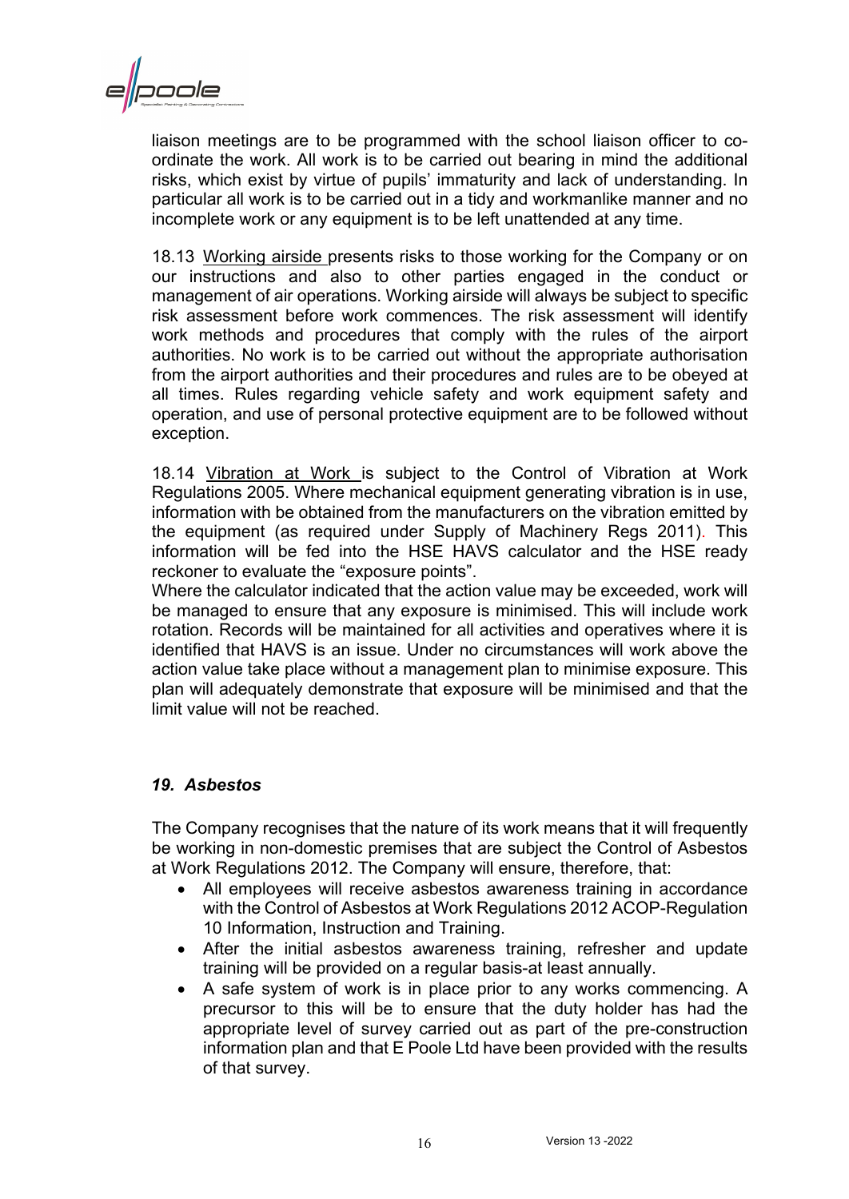liaison meetings are to be programmed with the school liaison officer to co-ordinate the work. All work is to be carried out bearing in mind the additional risks, which exist by virtue of pupils' immaturity and lack of understanding. In particular all work is to be carried out in a tidy and workmanlike manner and no incomplete work or any equipment is to be left unattended at any time.

18.13 Working airside presents risks to those working for the Company or on our instructions and also to other parties engaged in the conduct or management of air operations. Working airside will always be subject to specific risk assessment before work commences. The risk assessment will identify work methods and procedures that comply with the rules of the airport authorities. No work is to be carried out without the appropriate authorisation from the airport authorities and their procedures and rules are to be obeyed at all times. Rules regarding vehicle safety and work equipment safety and operation, and use of personal protective equipment are to be followed without exception.

18.14 Vibration at Work is subject to the Control of Vibration at Work Regulations 2005. Where mechanical equipment generating vibration is in use, information with be obtained from the manufacturers on the vibration emitted by the equipment (as required under Supply of Machinery Regs 2011). This information will be fed into the HSE HAVS calculator and the HSE ready reckoner to evaluate the "exposure points".
Where the calculator indicated that the action value may be exceeded, work will be managed to ensure that any exposure is minimised. This will include work rotation. Records will be maintained for all activities and operatives where it is identified that HAVS is an issue. Under no circumstances will work above the action value take place without a management plan to minimise exposure. This plan will adequately demonstrate that exposure will be minimised and that the limit value will not be reached.

## *19. Asbestos*

The Company recognises that the nature of its work means that it will frequently be working in non-domestic premises that are subject the Control of Asbestos at Work Regulations 2012. The Company will ensure, therefore, that:

- All employees will receive asbestos awareness training in accordance with the Control of Asbestos at Work Regulations 2012 ACOP-Regulation 10 Information, Instruction and Training.
- After the initial asbestos awareness training, refresher and update training will be provided on a regular basis-at least annually.
- A safe system of work is in place prior to any works commencing. A precursor to this will be to ensure that the duty holder has had the appropriate level of survey carried out as part of the pre-construction information plan and that E Poole Ltd have been provided with the results of that survey.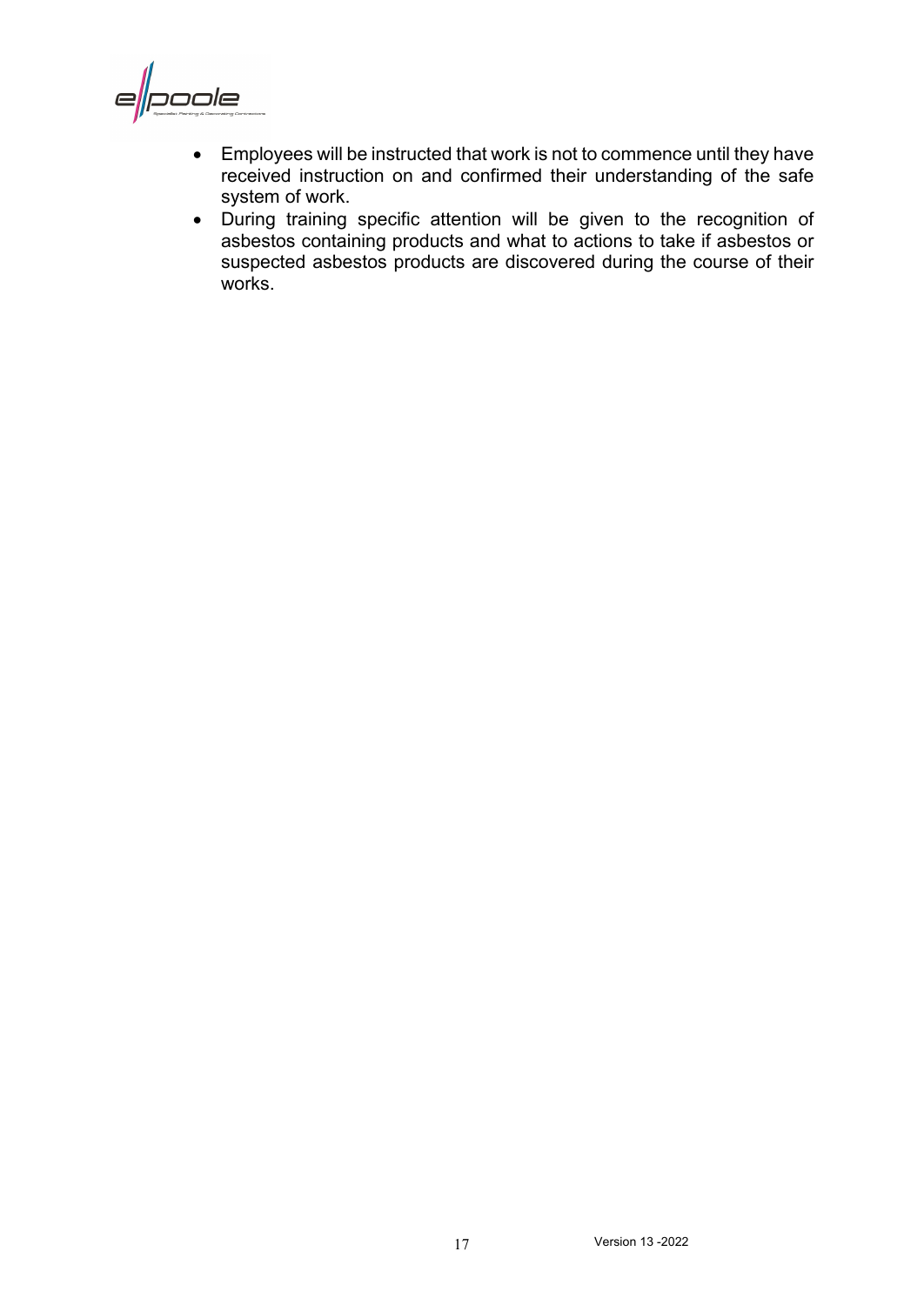- Employees will be instructed that work is not to commence until they have received instruction on and confirmed their understanding of the safe system of work.
- During training specific attention will be given to the recognition of asbestos containing products and what to actions to take if asbestos or suspected asbestos products are discovered during the course of their works.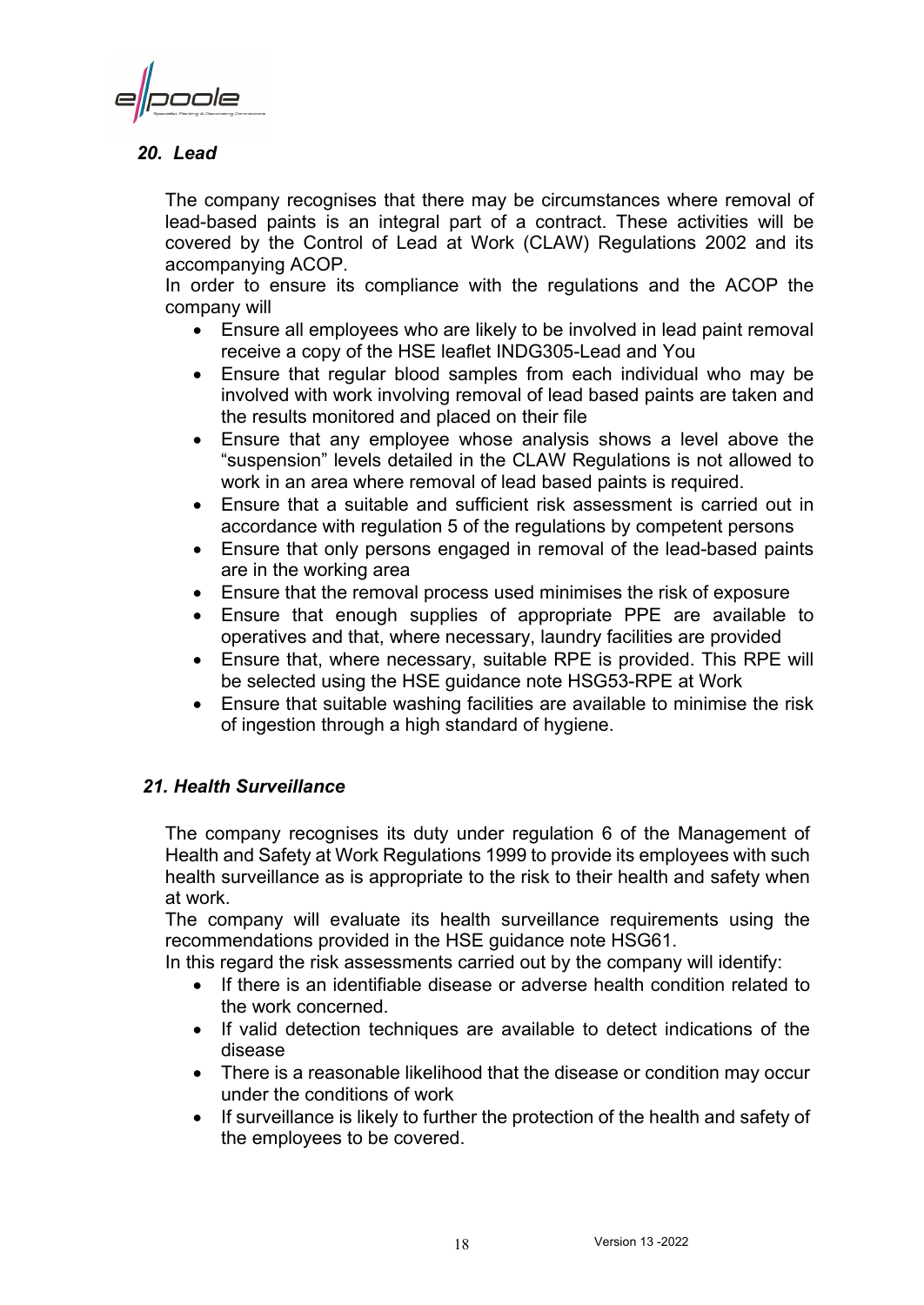## *20. Lead*

The company recognises that there may be circumstances where removal of lead-based paints is an integral part of a contract. These activities will be covered by the Control of Lead at Work (CLAW) Regulations 2002 and its accompanying ACOP.

In order to ensure its compliance with the regulations and the ACOP the company will

- Ensure all employees who are likely to be involved in lead paint removal receive a copy of the HSE leaflet INDG305-Lead and You
- Ensure that regular blood samples from each individual who may be involved with work involving removal of lead based paints are taken and the results monitored and placed on their file
- Ensure that any employee whose analysis shows a level above the "suspension" levels detailed in the CLAW Regulations is not allowed to work in an area where removal of lead based paints is required.
- Ensure that a suitable and sufficient risk assessment is carried out in accordance with regulation 5 of the regulations by competent persons
- Ensure that only persons engaged in removal of the lead-based paints are in the working area
- Ensure that the removal process used minimises the risk of exposure
- Ensure that enough supplies of appropriate PPE are available to operatives and that, where necessary, laundry facilities are provided
- Ensure that, where necessary, suitable RPE is provided. This RPE will be selected using the HSE guidance note HSG53-RPE at Work
- Ensure that suitable washing facilities are available to minimise the risk of ingestion through a high standard of hygiene.

## *21. Health Surveillance*

The company recognises its duty under regulation 6 of the Management of Health and Safety at Work Regulations 1999 to provide its employees with such health surveillance as is appropriate to the risk to their health and safety when at work.

The company will evaluate its health surveillance requirements using the recommendations provided in the HSE guidance note HSG61.

In this regard the risk assessments carried out by the company will identify:

- If there is an identifiable disease or adverse health condition related to the work concerned.
- If valid detection techniques are available to detect indications of the disease
- There is a reasonable likelihood that the disease or condition may occur under the conditions of work
- If surveillance is likely to further the protection of the health and safety of the employees to be covered.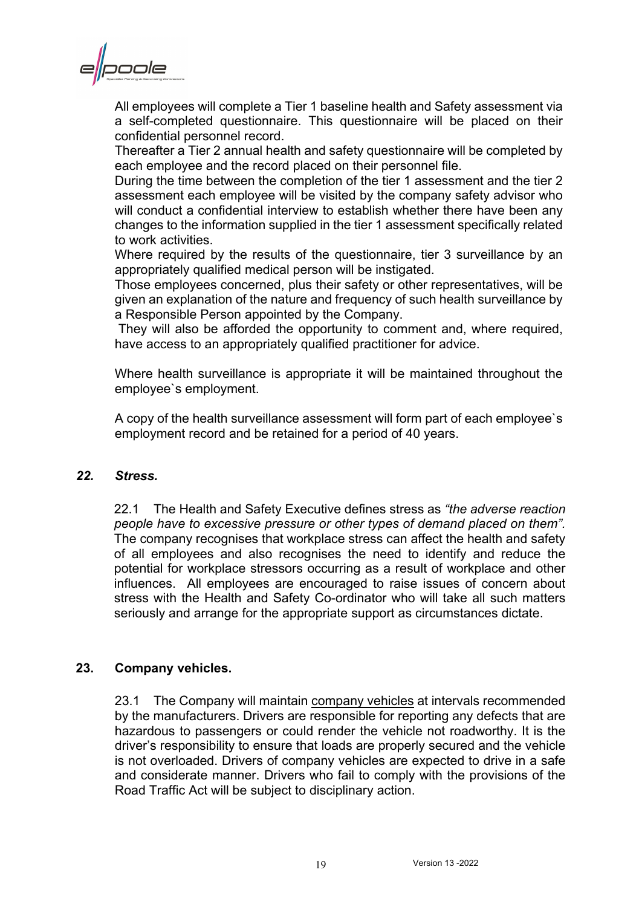All employees will complete a Tier 1 baseline health and Safety assessment via a self-completed questionnaire. This questionnaire will be placed on their confidential personnel record.

Thereafter a Tier 2 annual health and safety questionnaire will be completed by each employee and the record placed on their personnel file.

During the time between the completion of the tier 1 assessment and the tier 2 assessment each employee will be visited by the company safety advisor who will conduct a confidential interview to establish whether there have been any changes to the information supplied in the tier 1 assessment specifically related to work activities.

Where required by the results of the questionnaire, tier 3 surveillance by an appropriately qualified medical person will be instigated.

Those employees concerned, plus their safety or other representatives, will be given an explanation of the nature and frequency of such health surveillance by a Responsible Person appointed by the Company.

They will also be afforded the opportunity to comment and, where required, have access to an appropriately qualified practitioner for advice.

Where health surveillance is appropriate it will be maintained throughout the employee`s employment.

A copy of the health surveillance assessment will form part of each employee`s employment record and be retained for a period of 40 years.

## *22. Stress.*

22.1 The Health and Safety Executive defines stress as *"the adverse reaction people have to excessive pressure or other types of demand placed on them".* The company recognises that workplace stress can affect the health and safety of all employees and also recognises the need to identify and reduce the potential for workplace stressors occurring as a result of workplace and other influences. All employees are encouraged to raise issues of concern about stress with the Health and Safety Co-ordinator who will take all such matters seriously and arrange for the appropriate support as circumstances dictate.

## 23. Company vehicles.

23.1 The Company will maintain company vehicles at intervals recommended by the manufacturers. Drivers are responsible for reporting any defects that are hazardous to passengers or could render the vehicle not roadworthy. It is the driver's responsibility to ensure that loads are properly secured and the vehicle is not overloaded. Drivers of company vehicles are expected to drive in a safe and considerate manner. Drivers who fail to comply with the provisions of the Road Traffic Act will be subject to disciplinary action.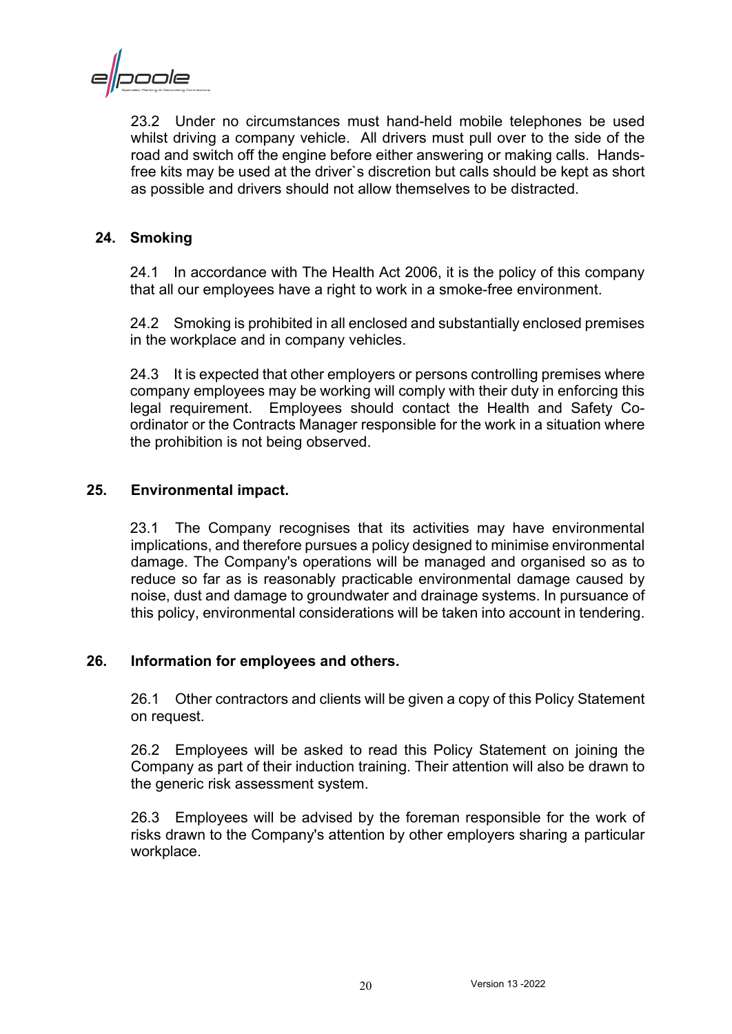23.2 Under no circumstances must hand-held mobile telephones be used whilst driving a company vehicle. All drivers must pull over to the side of the road and switch off the engine before either answering or making calls. Hands-free kits may be used at the driver`s discretion but calls should be kept as short as possible and drivers should not allow themselves to be distracted.

## 24. Smoking

24.1 In accordance with The Health Act 2006, it is the policy of this company that all our employees have a right to work in a smoke-free environment.

24.2 Smoking is prohibited in all enclosed and substantially enclosed premises in the workplace and in company vehicles.

24.3 It is expected that other employers or persons controlling premises where company employees may be working will comply with their duty in enforcing this legal requirement. Employees should contact the Health and Safety Co-ordinator or the Contracts Manager responsible for the work in a situation where the prohibition is not being observed.

## 25. Environmental impact.

23.1 The Company recognises that its activities may have environmental implications, and therefore pursues a policy designed to minimise environmental damage. The Company's operations will be managed and organised so as to reduce so far as is reasonably practicable environmental damage caused by noise, dust and damage to groundwater and drainage systems. In pursuance of this policy, environmental considerations will be taken into account in tendering.

## 26. Information for employees and others.

26.1 Other contractors and clients will be given a copy of this Policy Statement on request.

26.2 Employees will be asked to read this Policy Statement on joining the Company as part of their induction training. Their attention will also be drawn to the generic risk assessment system.

26.3 Employees will be advised by the foreman responsible for the work of risks drawn to the Company's attention by other employers sharing a particular workplace.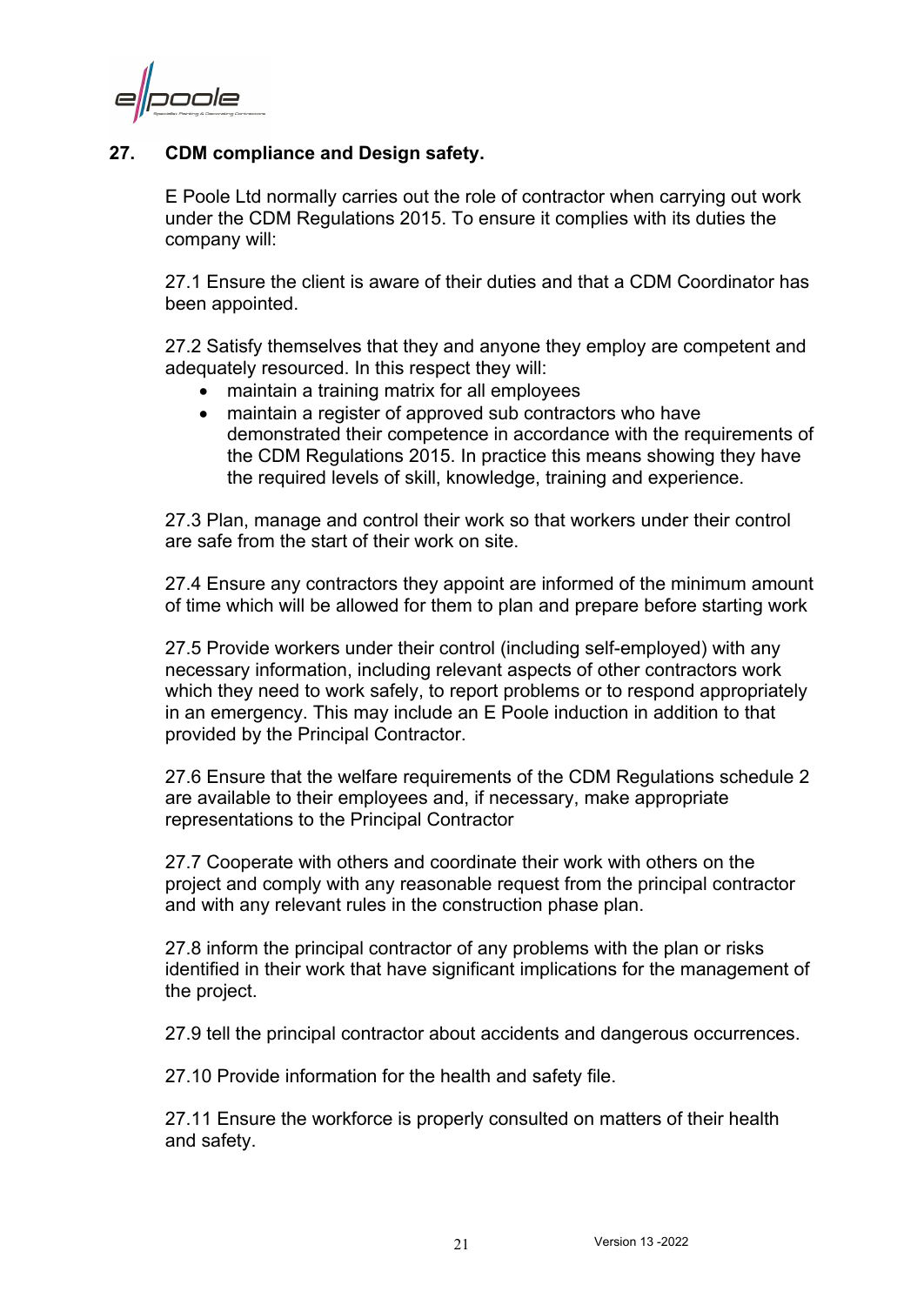## 27. CDM compliance and Design safety.

E Poole Ltd normally carries out the role of contractor when carrying out work under the CDM Regulations 2015. To ensure it complies with its duties the company will:

27.1 Ensure the client is aware of their duties and that a CDM Coordinator has been appointed.

27.2 Satisfy themselves that they and anyone they employ are competent and adequately resourced. In this respect they will:

- maintain a training matrix for all employees
- maintain a register of approved sub contractors who have demonstrated their competence in accordance with the requirements of the CDM Regulations 2015. In practice this means showing they have the required levels of skill, knowledge, training and experience.

27.3 Plan, manage and control their work so that workers under their control are safe from the start of their work on site.

27.4 Ensure any contractors they appoint are informed of the minimum amount of time which will be allowed for them to plan and prepare before starting work

27.5 Provide workers under their control (including self-employed) with any necessary information, including relevant aspects of other contractors work which they need to work safely, to report problems or to respond appropriately in an emergency. This may include an E Poole induction in addition to that provided by the Principal Contractor.

27.6 Ensure that the welfare requirements of the CDM Regulations schedule 2 are available to their employees and, if necessary, make appropriate representations to the Principal Contractor

27.7 Cooperate with others and coordinate their work with others on the project and comply with any reasonable request from the principal contractor and with any relevant rules in the construction phase plan.

27.8 inform the principal contractor of any problems with the plan or risks identified in their work that have significant implications for the management of the project.

27.9 tell the principal contractor about accidents and dangerous occurrences.

27.10 Provide information for the health and safety file.

27.11 Ensure the workforce is properly consulted on matters of their health and safety.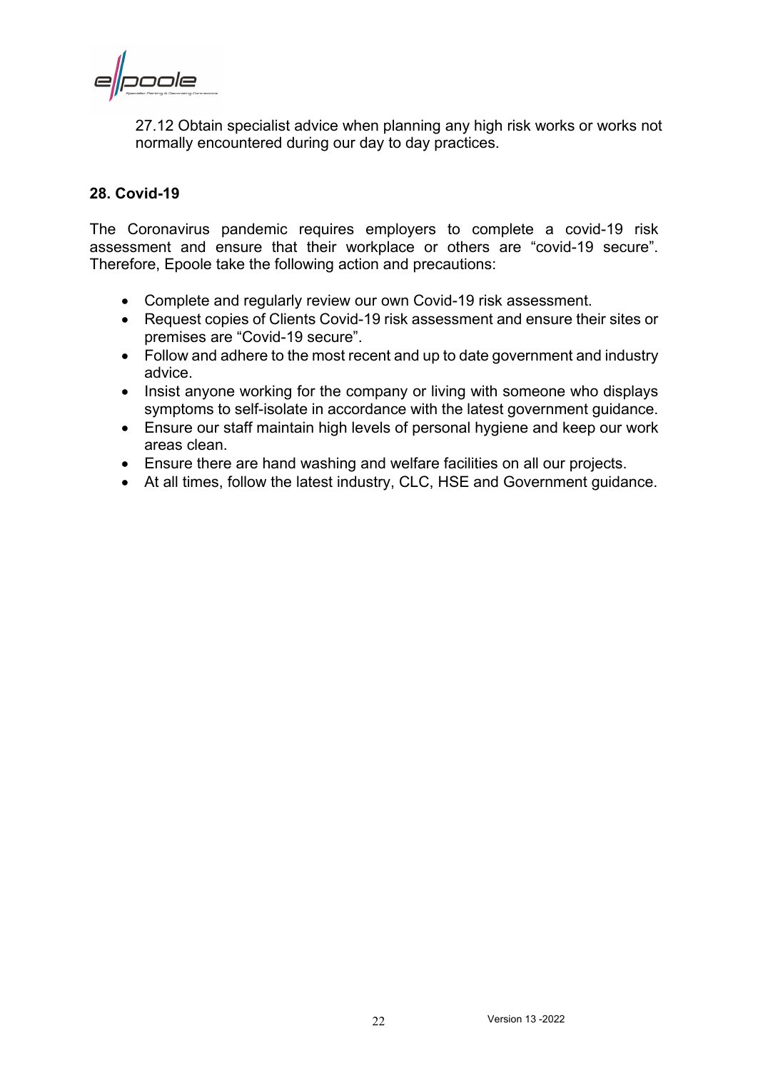27.12 Obtain specialist advice when planning any high risk works or works not normally encountered during our day to day practices.

## 28. Covid-19

The Coronavirus pandemic requires employers to complete a covid-19 risk assessment and ensure that their workplace or others are "covid-19 secure". Therefore, Epoole take the following action and precautions:

- Complete and regularly review our own Covid-19 risk assessment.
- Request copies of Clients Covid-19 risk assessment and ensure their sites or premises are "Covid-19 secure".
- Follow and adhere to the most recent and up to date government and industry advice.
- Insist anyone working for the company or living with someone who displays symptoms to self-isolate in accordance with the latest government guidance.
- Ensure our staff maintain high levels of personal hygiene and keep our work areas clean.
- Ensure there are hand washing and welfare facilities on all our projects.
- At all times, follow the latest industry, CLC, HSE and Government guidance.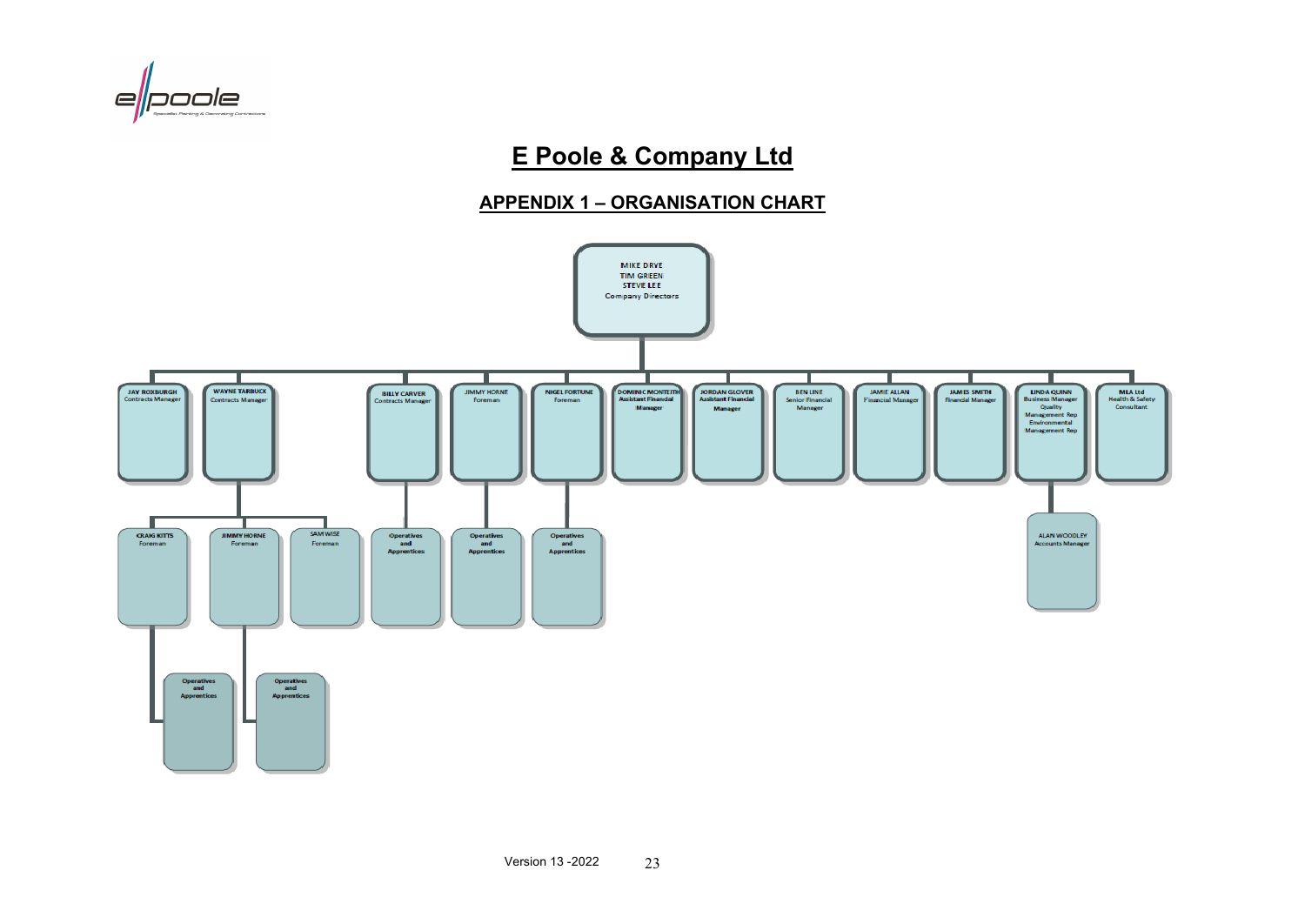# E Poole & Company Ltd

## APPENDIX 1 – ORGANISATION CHART

**MIKE DRYE**
**TIM GREEN**
**STEVE LEE**
Company Directors

- **JAY ROXBURGH** – Contracts Manager
  - **CRAIG KITTS** – Foreman
    - Operatives and Apprentices
- **WAYNE TARBUCK** – Contracts Manager
  - **CRAIG KITTS** – Foreman
  - **JIMMY HORNE** – Foreman
    - Operatives and Apprentices
  - **SAM WISE** – Foreman
- **BILLY CARVER** – Contracts Manager
  - Operatives and Apprentices
- **JIMMY HORNE** – Foreman
  - Operatives and Apprentices
- **NIGEL FORTUNE** – Foreman
  - Operatives and Apprentices
- **DOMINIC MONTEITH** – Assistant Financial Manager
- **JORDAN GLOVER** – Assistant Financial Manager
- **BEN LINE** – Senior Financial Manager
- **JAMIE ALLAN** – Financial Manager
- **JAMES SMITH** – Financial Manager
- **LINDA QUINN** – Business Manager, Quality Management Rep, Environmental Management Rep
  - **ALAN WOODLEY** – Accounts Manager
- **MLA Ltd** – Health & Safety Consultant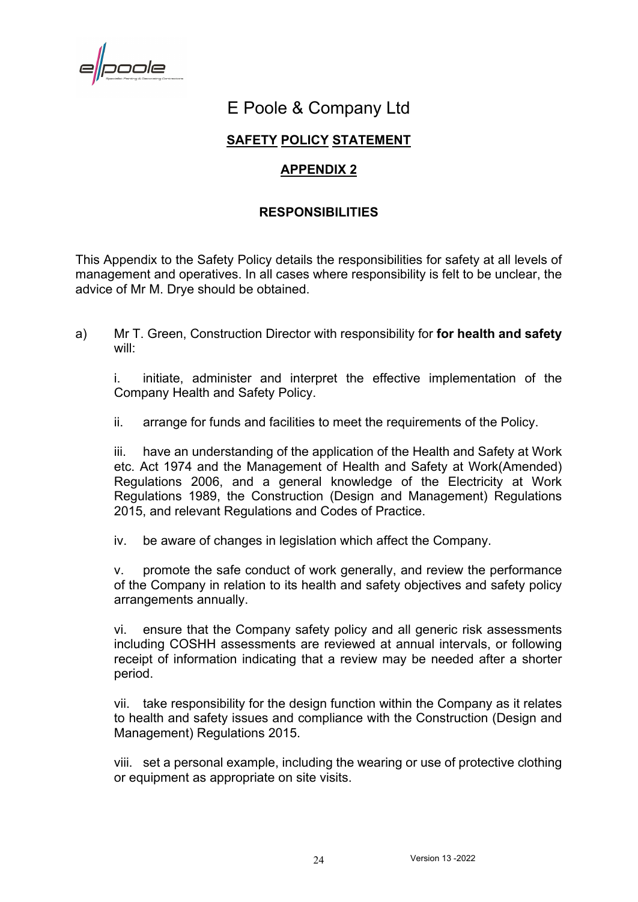# E Poole & Company Ltd

## SAFETY POLICY STATEMENT

## APPENDIX 2

### RESPONSIBILITIES

This Appendix to the Safety Policy details the responsibilities for safety at all levels of management and operatives. In all cases where responsibility is felt to be unclear, the advice of Mr M. Drye should be obtained.

a) Mr T. Green, Construction Director with responsibility for **for health and safety** will:

i. initiate, administer and interpret the effective implementation of the Company Health and Safety Policy.

ii. arrange for funds and facilities to meet the requirements of the Policy.

iii. have an understanding of the application of the Health and Safety at Work etc. Act 1974 and the Management of Health and Safety at Work(Amended) Regulations 2006, and a general knowledge of the Electricity at Work Regulations 1989, the Construction (Design and Management) Regulations 2015, and relevant Regulations and Codes of Practice.

iv. be aware of changes in legislation which affect the Company.

v. promote the safe conduct of work generally, and review the performance of the Company in relation to its health and safety objectives and safety policy arrangements annually.

vi. ensure that the Company safety policy and all generic risk assessments including COSHH assessments are reviewed at annual intervals, or following receipt of information indicating that a review may be needed after a shorter period.

vii. take responsibility for the design function within the Company as it relates to health and safety issues and compliance with the Construction (Design and Management) Regulations 2015.

viii. set a personal example, including the wearing or use of protective clothing or equipment as appropriate on site visits.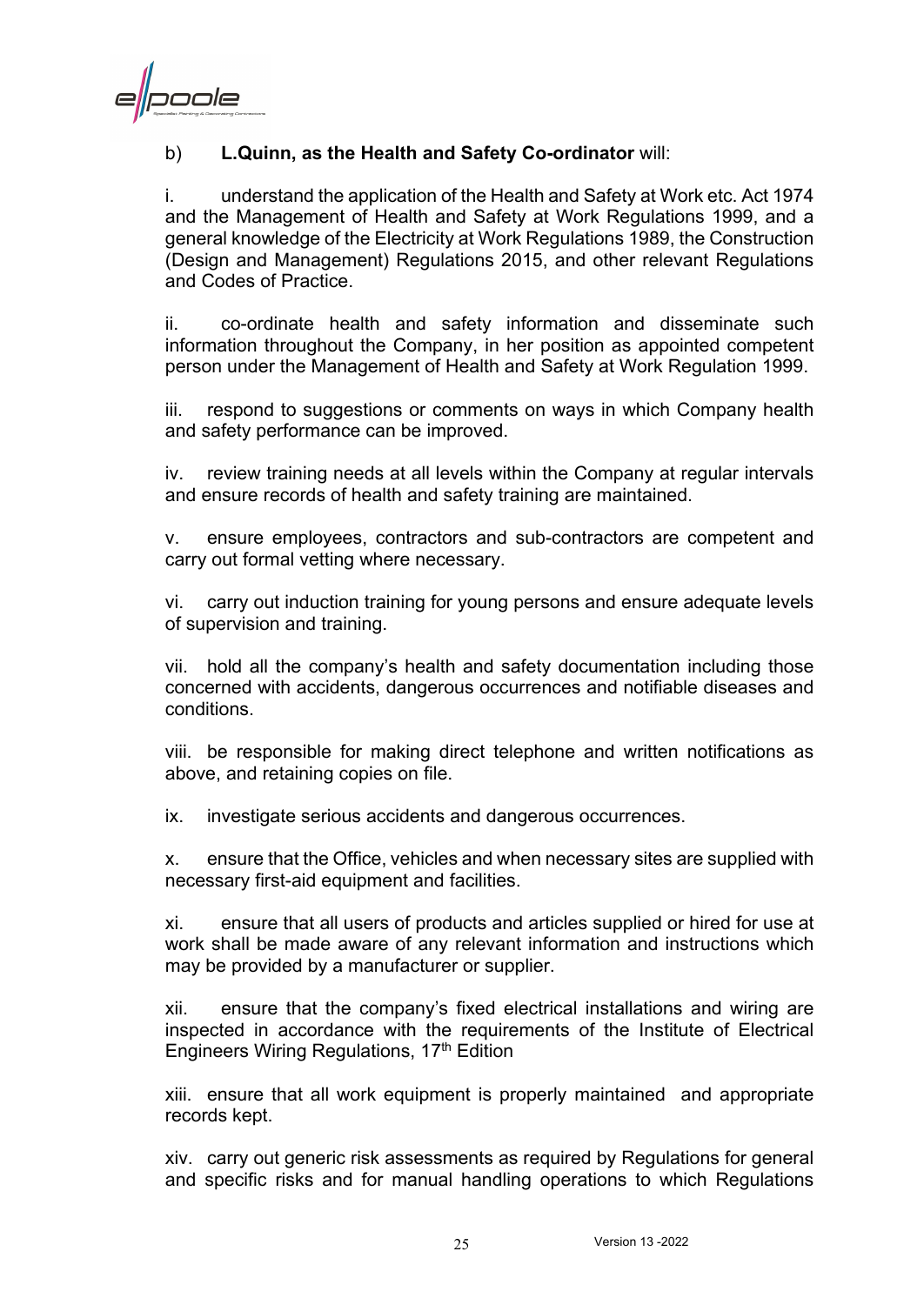b) **L.Quinn, as the Health and Safety Co-ordinator** will:

i. understand the application of the Health and Safety at Work etc. Act 1974 and the Management of Health and Safety at Work Regulations 1999, and a general knowledge of the Electricity at Work Regulations 1989, the Construction (Design and Management) Regulations 2015, and other relevant Regulations and Codes of Practice.

ii. co-ordinate health and safety information and disseminate such information throughout the Company, in her position as appointed competent person under the Management of Health and Safety at Work Regulation 1999.

iii. respond to suggestions or comments on ways in which Company health and safety performance can be improved.

iv. review training needs at all levels within the Company at regular intervals and ensure records of health and safety training are maintained.

v. ensure employees, contractors and sub-contractors are competent and carry out formal vetting where necessary.

vi. carry out induction training for young persons and ensure adequate levels of supervision and training.

vii. hold all the company's health and safety documentation including those concerned with accidents, dangerous occurrences and notifiable diseases and conditions.

viii. be responsible for making direct telephone and written notifications as above, and retaining copies on file.

ix. investigate serious accidents and dangerous occurrences.

x. ensure that the Office, vehicles and when necessary sites are supplied with necessary first-aid equipment and facilities.

xi. ensure that all users of products and articles supplied or hired for use at work shall be made aware of any relevant information and instructions which may be provided by a manufacturer or supplier.

xii. ensure that the company's fixed electrical installations and wiring are inspected in accordance with the requirements of the Institute of Electrical Engineers Wiring Regulations, 17th Edition

xiii. ensure that all work equipment is properly maintained and appropriate records kept.

xiv. carry out generic risk assessments as required by Regulations for general and specific risks and for manual handling operations to which Regulations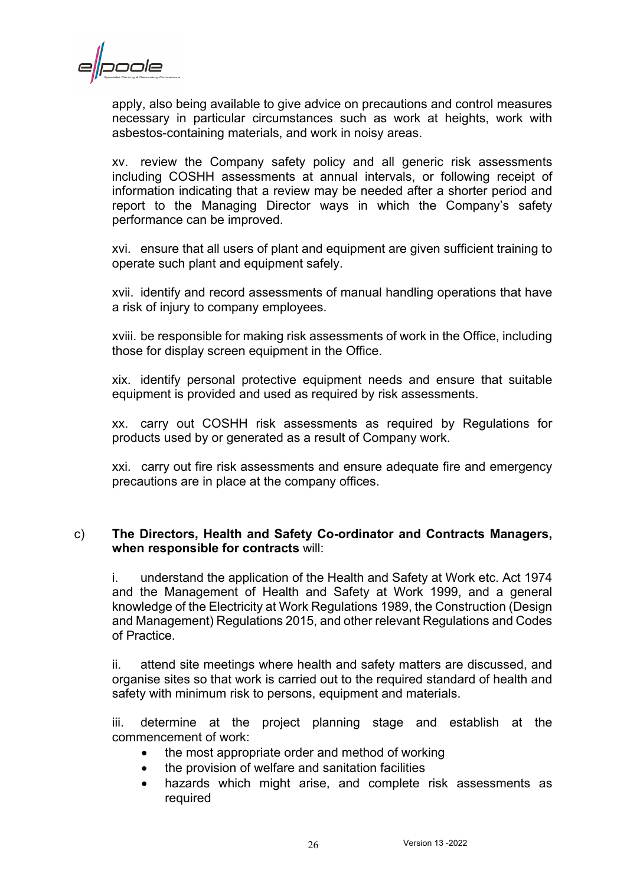apply, also being available to give advice on precautions and control measures necessary in particular circumstances such as work at heights, work with asbestos-containing materials, and work in noisy areas.

xv. review the Company safety policy and all generic risk assessments including COSHH assessments at annual intervals, or following receipt of information indicating that a review may be needed after a shorter period and report to the Managing Director ways in which the Company's safety performance can be improved.

xvi. ensure that all users of plant and equipment are given sufficient training to operate such plant and equipment safely.

xvii. identify and record assessments of manual handling operations that have a risk of injury to company employees.

xviii. be responsible for making risk assessments of work in the Office, including those for display screen equipment in the Office.

xix. identify personal protective equipment needs and ensure that suitable equipment is provided and used as required by risk assessments.

xx. carry out COSHH risk assessments as required by Regulations for products used by or generated as a result of Company work.

xxi. carry out fire risk assessments and ensure adequate fire and emergency precautions are in place at the company offices.

c) **The Directors, Health and Safety Co-ordinator and Contracts Managers, when responsible for contracts** will:

i. understand the application of the Health and Safety at Work etc. Act 1974 and the Management of Health and Safety at Work 1999, and a general knowledge of the Electricity at Work Regulations 1989, the Construction (Design and Management) Regulations 2015, and other relevant Regulations and Codes of Practice.

ii. attend site meetings where health and safety matters are discussed, and organise sites so that work is carried out to the required standard of health and safety with minimum risk to persons, equipment and materials.

iii. determine at the project planning stage and establish at the commencement of work:

- the most appropriate order and method of working
- the provision of welfare and sanitation facilities
- hazards which might arise, and complete risk assessments as required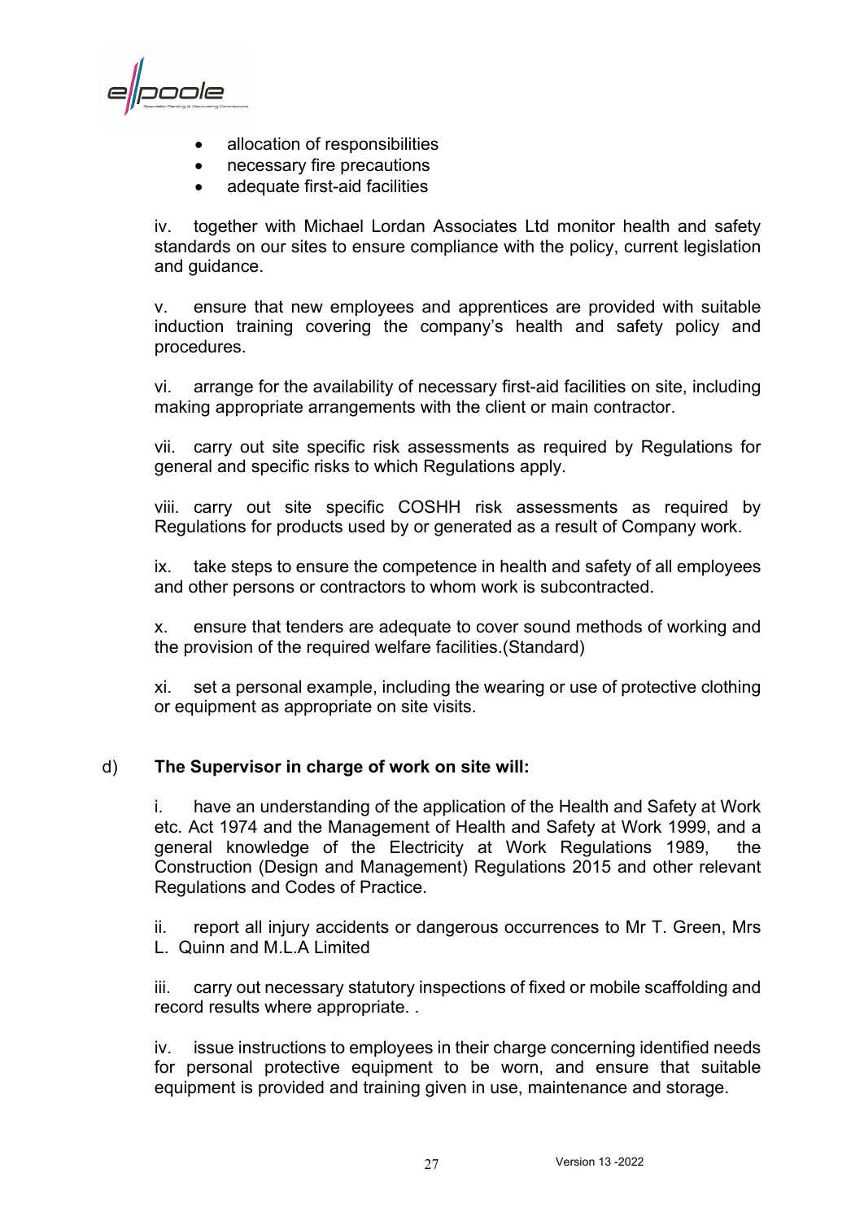- allocation of responsibilities
- necessary fire precautions
- adequate first-aid facilities

iv. together with Michael Lordan Associates Ltd monitor health and safety standards on our sites to ensure compliance with the policy, current legislation and guidance.

v. ensure that new employees and apprentices are provided with suitable induction training covering the company's health and safety policy and procedures.

vi. arrange for the availability of necessary first-aid facilities on site, including making appropriate arrangements with the client or main contractor.

vii. carry out site specific risk assessments as required by Regulations for general and specific risks to which Regulations apply.

viii. carry out site specific COSHH risk assessments as required by Regulations for products used by or generated as a result of Company work.

ix. take steps to ensure the competence in health and safety of all employees and other persons or contractors to whom work is subcontracted.

x. ensure that tenders are adequate to cover sound methods of working and the provision of the required welfare facilities.(Standard)

xi. set a personal example, including the wearing or use of protective clothing or equipment as appropriate on site visits.

d) **The Supervisor in charge of work on site will:**

i. have an understanding of the application of the Health and Safety at Work etc. Act 1974 and the Management of Health and Safety at Work 1999, and a general knowledge of the Electricity at Work Regulations 1989, the Construction (Design and Management) Regulations 2015 and other relevant Regulations and Codes of Practice.

ii. report all injury accidents or dangerous occurrences to Mr T. Green, Mrs L. Quinn and M.L.A Limited

iii. carry out necessary statutory inspections of fixed or mobile scaffolding and record results where appropriate. .

iv. issue instructions to employees in their charge concerning identified needs for personal protective equipment to be worn, and ensure that suitable equipment is provided and training given in use, maintenance and storage.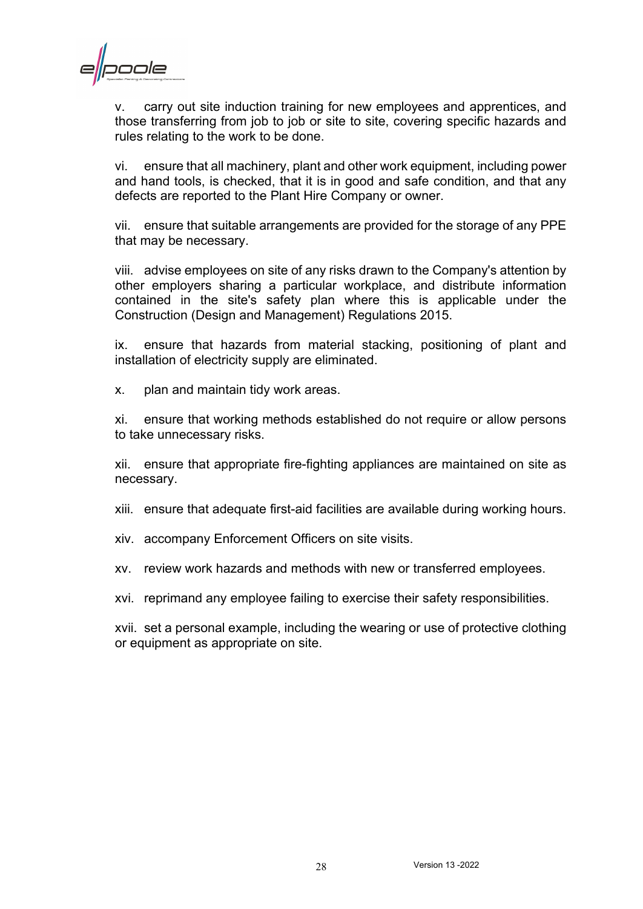v. carry out site induction training for new employees and apprentices, and those transferring from job to job or site to site, covering specific hazards and rules relating to the work to be done.

vi. ensure that all machinery, plant and other work equipment, including power and hand tools, is checked, that it is in good and safe condition, and that any defects are reported to the Plant Hire Company or owner.

vii. ensure that suitable arrangements are provided for the storage of any PPE that may be necessary.

viii. advise employees on site of any risks drawn to the Company's attention by other employers sharing a particular workplace, and distribute information contained in the site's safety plan where this is applicable under the Construction (Design and Management) Regulations 2015.

ix. ensure that hazards from material stacking, positioning of plant and installation of electricity supply are eliminated.

x. plan and maintain tidy work areas.

xi. ensure that working methods established do not require or allow persons to take unnecessary risks.

xii. ensure that appropriate fire-fighting appliances are maintained on site as necessary.

xiii. ensure that adequate first-aid facilities are available during working hours.

xiv. accompany Enforcement Officers on site visits.

xv. review work hazards and methods with new or transferred employees.

xvi. reprimand any employee failing to exercise their safety responsibilities.

xvii. set a personal example, including the wearing or use of protective clothing or equipment as appropriate on site.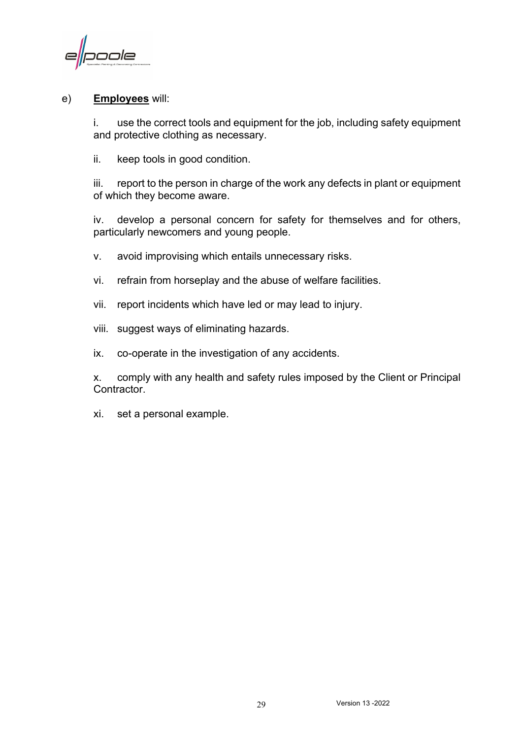e) **Employees** will:

i. use the correct tools and equipment for the job, including safety equipment and protective clothing as necessary.

ii. keep tools in good condition.

iii. report to the person in charge of the work any defects in plant or equipment of which they become aware.

iv. develop a personal concern for safety for themselves and for others, particularly newcomers and young people.

v. avoid improvising which entails unnecessary risks.

vi. refrain from horseplay and the abuse of welfare facilities.

vii. report incidents which have led or may lead to injury.

viii. suggest ways of eliminating hazards.

ix. co-operate in the investigation of any accidents.

x. comply with any health and safety rules imposed by the Client or Principal Contractor.

xi. set a personal example.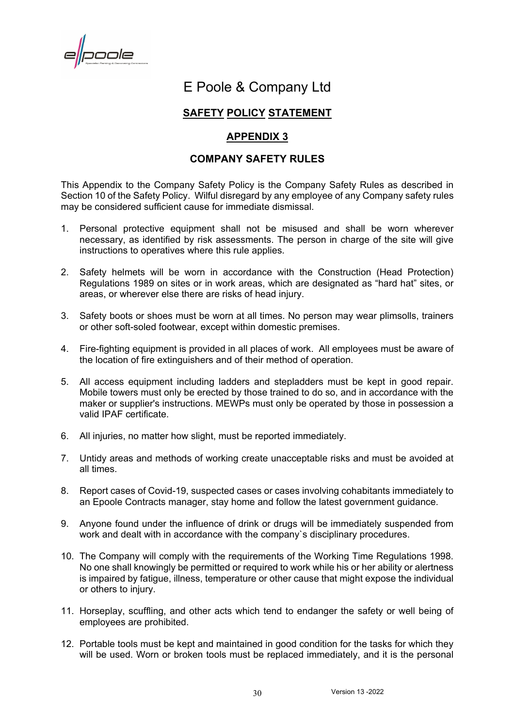# E Poole & Company Ltd

## SAFETY POLICY STATEMENT

## APPENDIX 3

### COMPANY SAFETY RULES

This Appendix to the Company Safety Policy is the Company Safety Rules as described in Section 10 of the Safety Policy. Wilful disregard by any employee of any Company safety rules may be considered sufficient cause for immediate dismissal.

1. Personal protective equipment shall not be misused and shall be worn wherever necessary, as identified by risk assessments. The person in charge of the site will give instructions to operatives where this rule applies.
2. Safety helmets will be worn in accordance with the Construction (Head Protection) Regulations 1989 on sites or in work areas, which are designated as "hard hat" sites, or areas, or wherever else there are risks of head injury.
3. Safety boots or shoes must be worn at all times. No person may wear plimsolls, trainers or other soft-soled footwear, except within domestic premises.
4. Fire-fighting equipment is provided in all places of work. All employees must be aware of the location of fire extinguishers and of their method of operation.
5. All access equipment including ladders and stepladders must be kept in good repair. Mobile towers must only be erected by those trained to do so, and in accordance with the maker or supplier's instructions. MEWPs must only be operated by those in possession a valid IPAF certificate.
6. All injuries, no matter how slight, must be reported immediately.
7. Untidy areas and methods of working create unacceptable risks and must be avoided at all times.
8. Report cases of Covid-19, suspected cases or cases involving cohabitants immediately to an Epoole Contracts manager, stay home and follow the latest government guidance.
9. Anyone found under the influence of drink or drugs will be immediately suspended from work and dealt with in accordance with the company`s disciplinary procedures.
10. The Company will comply with the requirements of the Working Time Regulations 1998. No one shall knowingly be permitted or required to work while his or her ability or alertness is impaired by fatigue, illness, temperature or other cause that might expose the individual or others to injury.
11. Horseplay, scuffling, and other acts which tend to endanger the safety or well being of employees are prohibited.
12. Portable tools must be kept and maintained in good condition for the tasks for which they will be used. Worn or broken tools must be replaced immediately, and it is the personal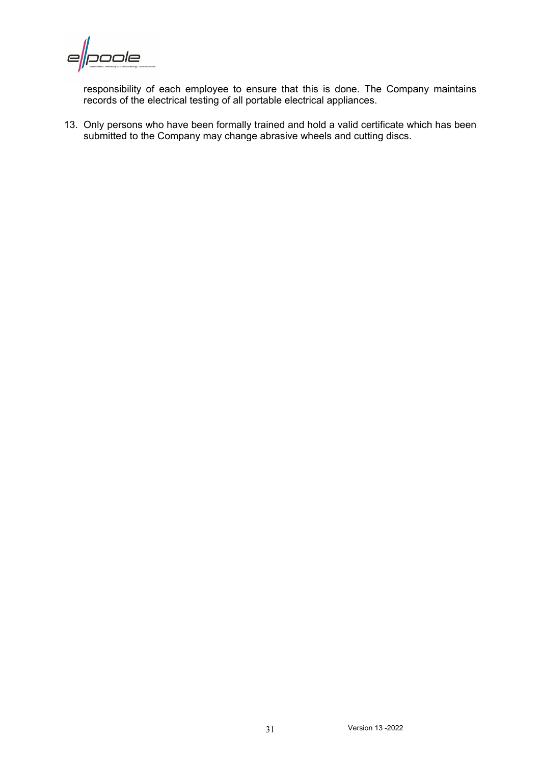responsibility of each employee to ensure that this is done. The Company maintains records of the electrical testing of all portable electrical appliances.

13. Only persons who have been formally trained and hold a valid certificate which has been submitted to the Company may change abrasive wheels and cutting discs.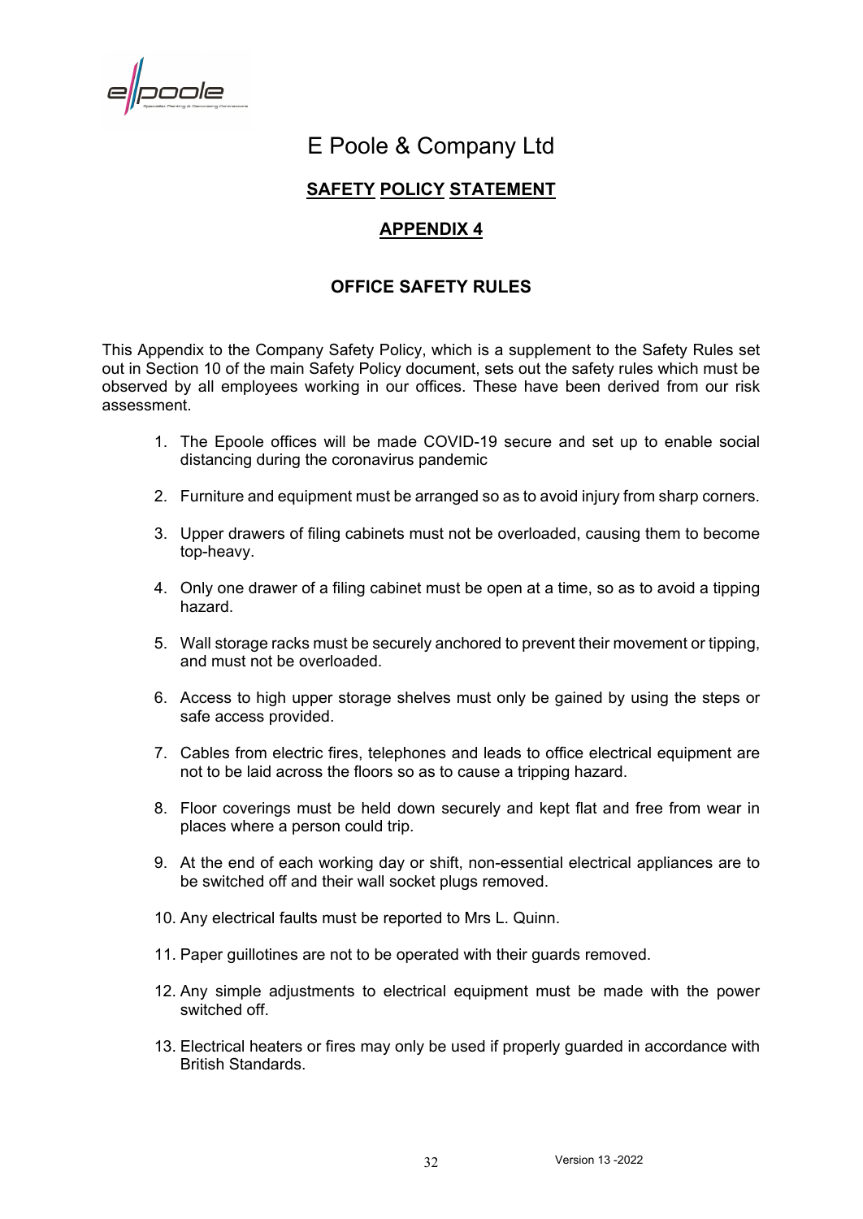# E Poole & Company Ltd

## SAFETY POLICY STATEMENT

## APPENDIX 4

### OFFICE SAFETY RULES

This Appendix to the Company Safety Policy, which is a supplement to the Safety Rules set out in Section 10 of the main Safety Policy document, sets out the safety rules which must be observed by all employees working in our offices. These have been derived from our risk assessment.

1. The Epoole offices will be made COVID-19 secure and set up to enable social distancing during the coronavirus pandemic
2. Furniture and equipment must be arranged so as to avoid injury from sharp corners.
3. Upper drawers of filing cabinets must not be overloaded, causing them to become top-heavy.
4. Only one drawer of a filing cabinet must be open at a time, so as to avoid a tipping hazard.
5. Wall storage racks must be securely anchored to prevent their movement or tipping, and must not be overloaded.
6. Access to high upper storage shelves must only be gained by using the steps or safe access provided.
7. Cables from electric fires, telephones and leads to office electrical equipment are not to be laid across the floors so as to cause a tripping hazard.
8. Floor coverings must be held down securely and kept flat and free from wear in places where a person could trip.
9. At the end of each working day or shift, non-essential electrical appliances are to be switched off and their wall socket plugs removed.
10. Any electrical faults must be reported to Mrs L. Quinn.
11. Paper guillotines are not to be operated with their guards removed.
12. Any simple adjustments to electrical equipment must be made with the power switched off.
13. Electrical heaters or fires may only be used if properly guarded in accordance with British Standards.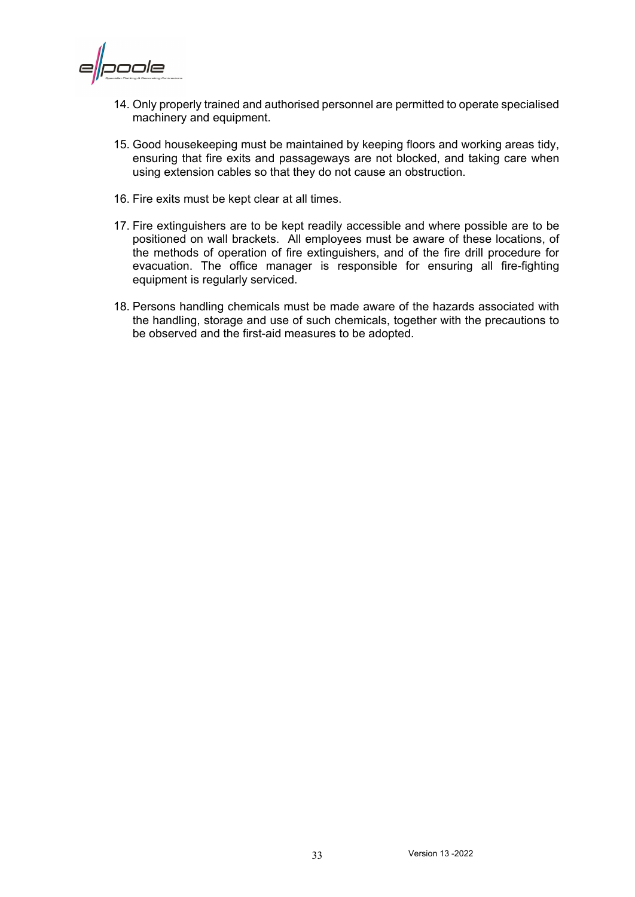14. Only properly trained and authorised personnel are permitted to operate specialised machinery and equipment.

15. Good housekeeping must be maintained by keeping floors and working areas tidy, ensuring that fire exits and passageways are not blocked, and taking care when using extension cables so that they do not cause an obstruction.

16. Fire exits must be kept clear at all times.

17. Fire extinguishers are to be kept readily accessible and where possible are to be positioned on wall brackets. All employees must be aware of these locations, of the methods of operation of fire extinguishers, and of the fire drill procedure for evacuation. The office manager is responsible for ensuring all fire-fighting equipment is regularly serviced.

18. Persons handling chemicals must be made aware of the hazards associated with the handling, storage and use of such chemicals, together with the precautions to be observed and the first-aid measures to be adopted.